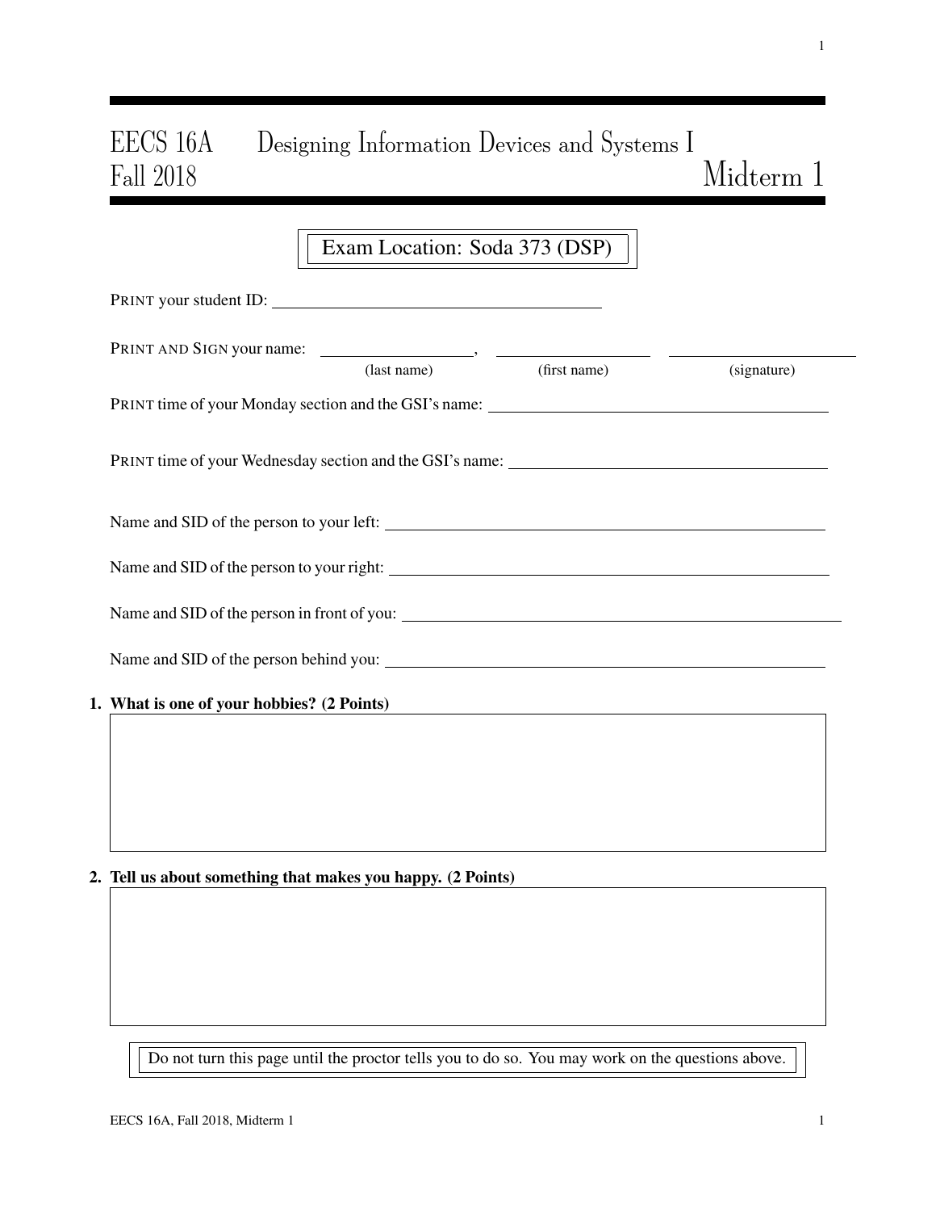# EECS 16A Designing Information Devices and Systems I
## Fall 2018 Midterm 1

Exam Location: Soda 373 (DSP)

PRINT your student ID: ______________________________

PRINT AND SIGN your name: ____________________, ____________________ ____________________
(last name) (first name) (signature)

PRINT time of your Monday section and the GSI's name: ______________________________

PRINT time of your Wednesday section and the GSI's name: ______________________________

Name and SID of the person to your left: ______________________________

Name and SID of the person to your right: ______________________________

Name and SID of the person in front of you: ______________________________

Name and SID of the person behind you: ______________________________

**1. What is one of your hobbies? (2 Points)**

**2. Tell us about something that makes you happy. (2 Points)**

Do not turn this page until the proctor tells you to do so. You may work on the questions above.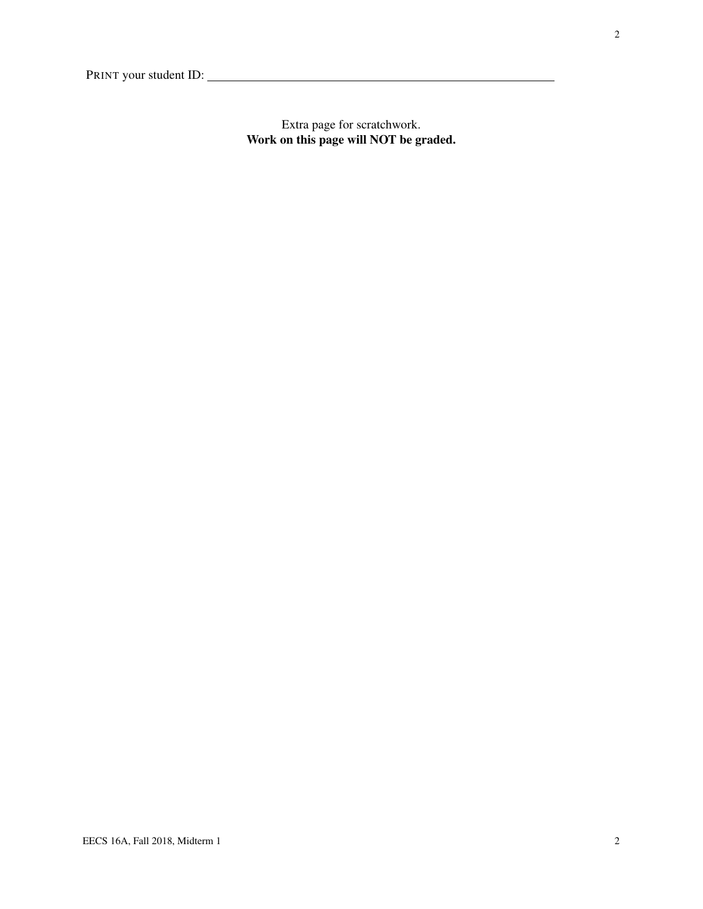PRINT your student ID: ________________________________________________

Extra page for scratchwork.
**Work on this page will NOT be graded.**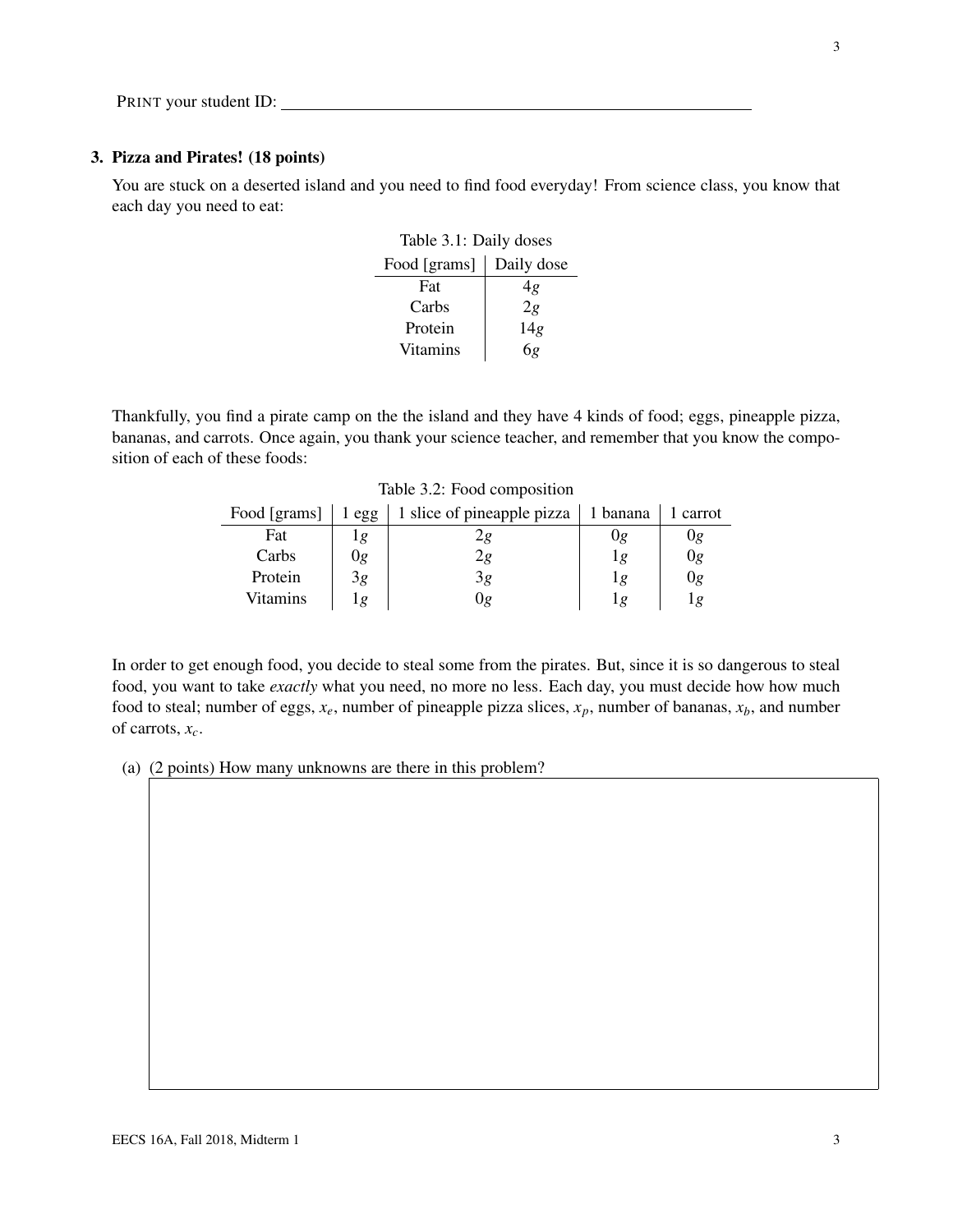PRINT your student ID: ____________________

### 3. Pizza and Pirates! (18 points)

You are stuck on a deserted island and you need to find food everyday! From science class, you know that each day you need to eat:

Table 3.1: Daily doses

| Food [grams] | Daily dose |
|---|---|
| Fat | $4g$ |
| Carbs | $2g$ |
| Protein | $14g$ |
| Vitamins | $6g$ |

Thankfully, you find a pirate camp on the the island and they have 4 kinds of food; eggs, pineapple pizza, bananas, and carrots. Once again, you thank your science teacher, and remember that you know the composition of each of these foods:

Table 3.2: Food composition

| Food [grams] | 1 egg | 1 slice of pineapple pizza | 1 banana | 1 carrot |
|---|---|---|---|---|
| Fat | $1g$ | $2g$ | $0g$ | $0g$ |
| Carbs | $0g$ | $2g$ | $1g$ | $0g$ |
| Protein | $3g$ | $3g$ | $1g$ | $0g$ |
| Vitamins | $1g$ | $0g$ | $1g$ | $1g$ |

In order to get enough food, you decide to steal some from the pirates. But, since it is so dangerous to steal food, you want to take *exactly* what you need, no more no less. Each day, you must decide how how much food to steal; number of eggs, $x_e$, number of pineapple pizza slices, $x_p$, number of bananas, $x_b$, and number of carrots, $x_c$.

(a) (2 points) How many unknowns are there in this problem?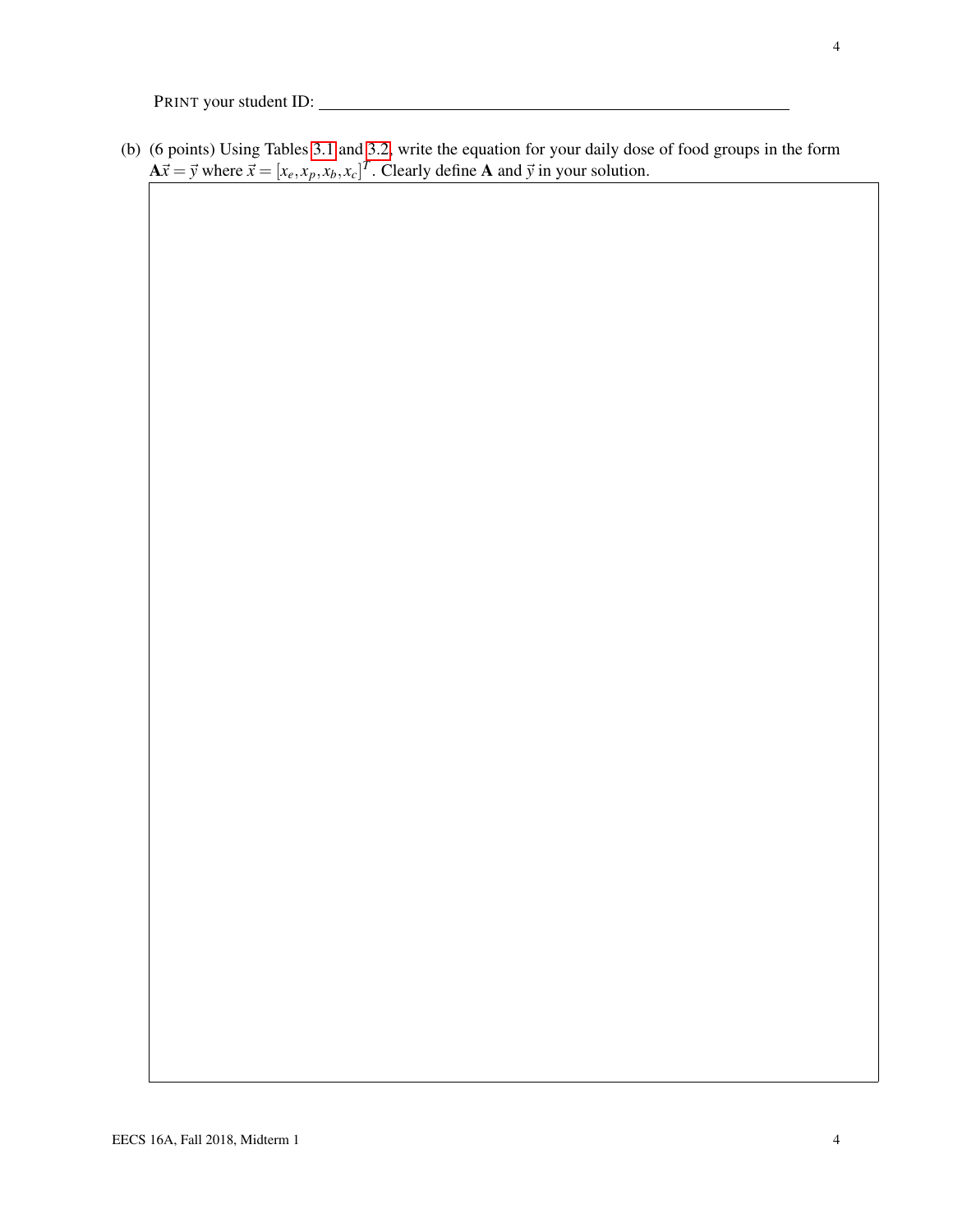PRINT your student ID: \_\_\_\_\_\_\_\_\_\_\_\_\_\_\_\_\_\_\_\_\_\_\_\_\_\_\_\_\_\_\_\_\_\_\_\_\_\_\_\_

(b) (6 points) Using Tables 3.1 and 3.2, write the equation for your daily dose of food groups in the form $\mathbf{A}\vec{x} = \vec{y}$ where $\vec{x} = [x_e, x_p, x_b, x_c]^T$. Clearly define $\mathbf{A}$ and $\vec{y}$ in your solution.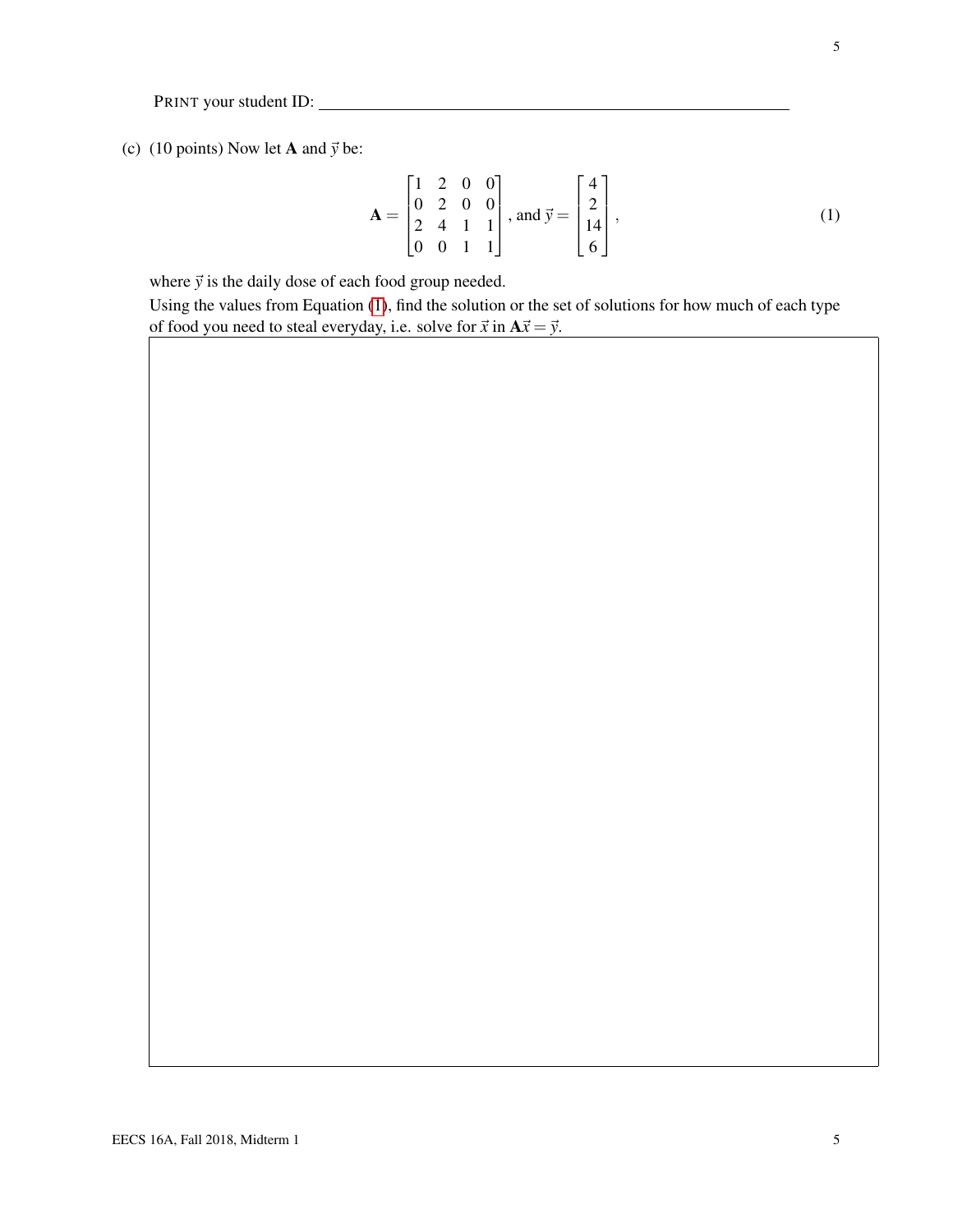PRINT your student ID: ________________________________

(c) (10 points) Now let $\mathbf{A}$ and $\vec{y}$ be:

$$\mathbf{A} = \begin{bmatrix} 1 & 2 & 0 & 0 \\ 0 & 2 & 0 & 0 \\ 2 & 4 & 1 & 1 \\ 0 & 0 & 1 & 1 \end{bmatrix}, \text{ and } \vec{y} = \begin{bmatrix} 4 \\ 2 \\ 14 \\ 6 \end{bmatrix}, \tag{1}$$

where $\vec{y}$ is the daily dose of each food group needed.

Using the values from Equation (1), find the solution or the set of solutions for how much of each type of food you need to steal everyday, i.e. solve for $\vec{x}$ in $\mathbf{A}\vec{x} = \vec{y}$.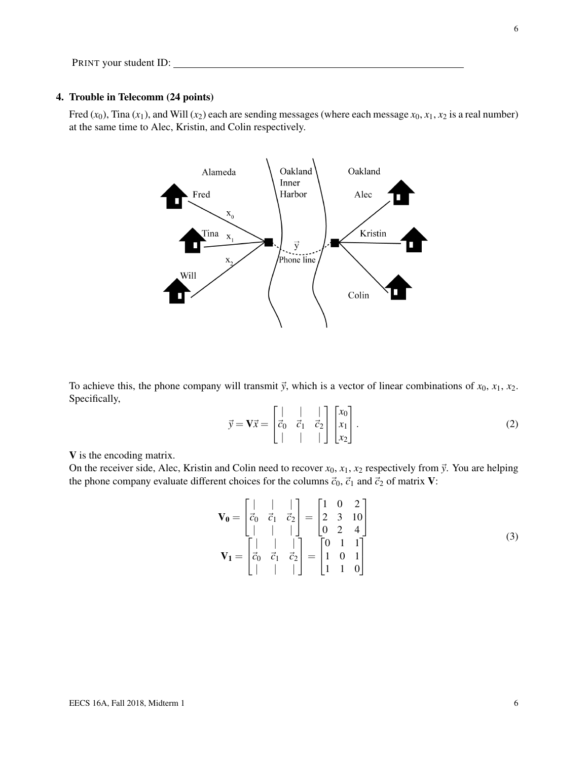PRINT your student ID: ____________________

## 4. Trouble in Telecomm (24 points)

Fred ($x_0$), Tina ($x_1$), and Will ($x_2$) each are sending messages (where each message $x_0, x_1, x_2$ is a real number) at the same time to Alec, Kristin, and Colin respectively.

To achieve this, the phone company will transmit $\vec{y}$, which is a vector of linear combinations of $x_0$, $x_1$, $x_2$. Specifically,

$$\vec{y} = \mathbf{V}\vec{x} = \begin{bmatrix} | & | & | \\ \vec{c}_0 & \vec{c}_1 & \vec{c}_2 \\ | & | & | \end{bmatrix} \begin{bmatrix} x_0 \\ x_1 \\ x_2 \end{bmatrix}. \tag{2}$$

$\mathbf{V}$ is the encoding matrix.

On the receiver side, Alec, Kristin and Colin need to recover $x_0$, $x_1$, $x_2$ respectively from $\vec{y}$. You are helping the phone company evaluate different choices for the columns $\vec{c}_0$, $\vec{c}_1$ and $\vec{c}_2$ of matrix $\mathbf{V}$:

$$\begin{aligned} \mathbf{V_0} &= \begin{bmatrix} | & | & | \\ \vec{c}_0 & \vec{c}_1 & \vec{c}_2 \\ | & | & | \end{bmatrix} = \begin{bmatrix} 1 & 0 & 2 \\ 2 & 3 & 10 \\ 0 & 2 & 4 \end{bmatrix} \\ \mathbf{V_1} &= \begin{bmatrix} | & | & | \\ \vec{c}_0 & \vec{c}_1 & \vec{c}_2 \\ | & | & | \end{bmatrix} = \begin{bmatrix} 0 & 1 & 1 \\ 1 & 0 & 1 \\ 1 & 1 & 0 \end{bmatrix} \end{aligned} \tag{3}$$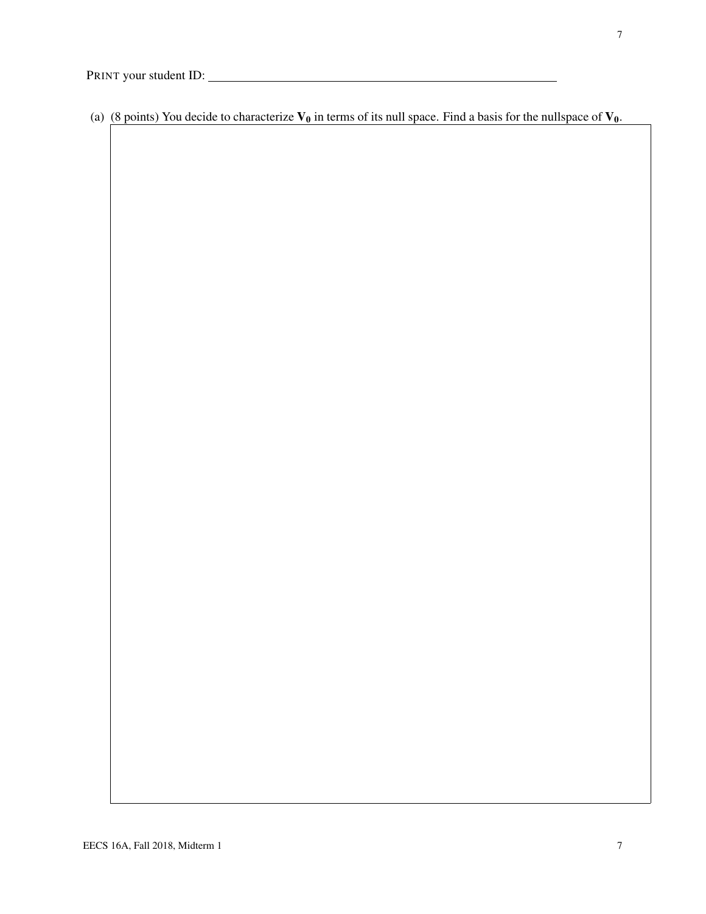PRINT your student ID: ____________________

(a) (8 points) You decide to characterize $\mathbf{V_0}$ in terms of its null space. Find a basis for the nullspace of $\mathbf{V_0}$.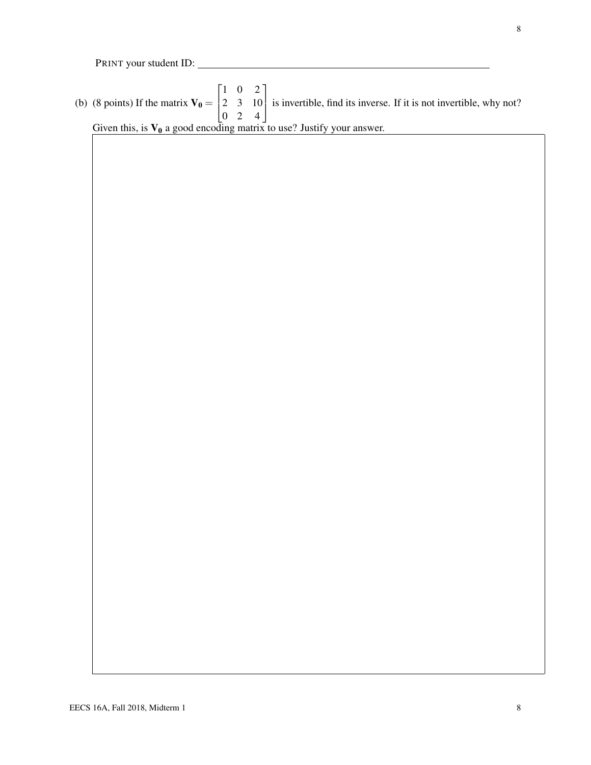PRINT your student ID: ______________________________

(b) (8 points) If the matrix $\mathbf{V_0} = \begin{bmatrix} 1 & 0 & 2 \\ 2 & 3 & 10 \\ 0 & 2 & 4 \end{bmatrix}$ is invertible, find its inverse. If it is not invertible, why not? Given this, is $\mathbf{V_0}$ a good encoding matrix to use? Justify your answer.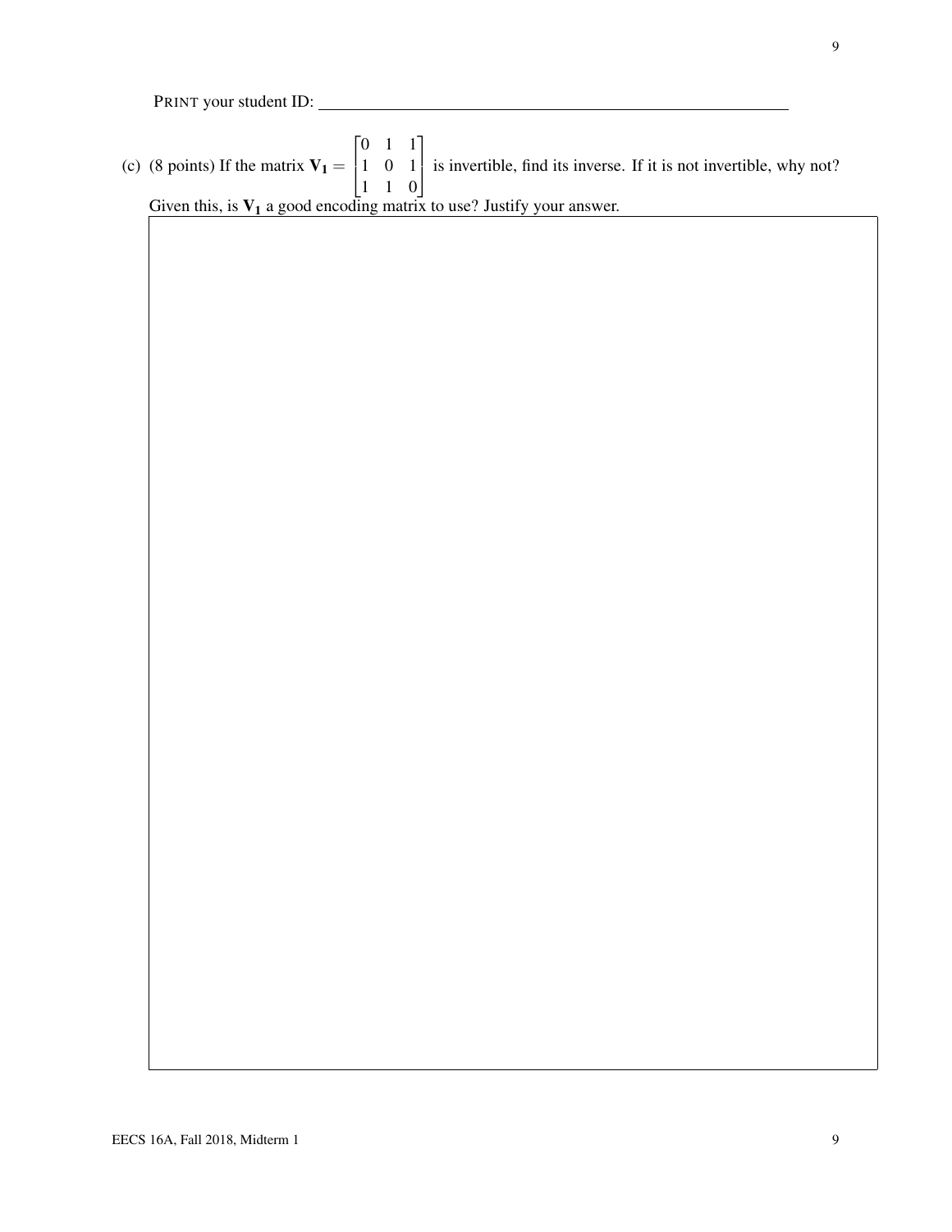PRINT your student ID: \_\_\_\_\_\_\_\_\_\_\_\_\_\_\_\_\_\_\_\_\_\_\_\_\_\_\_\_\_\_\_\_

(c) (8 points) If the matrix $\mathbf{V_1} = \begin{bmatrix} 0 & 1 & 1 \\ 1 & 0 & 1 \\ 1 & 1 & 0 \end{bmatrix}$ is invertible, find its inverse. If it is not invertible, why not?

Given this, is $\mathbf{V_1}$ a good encoding matrix to use? Justify your answer.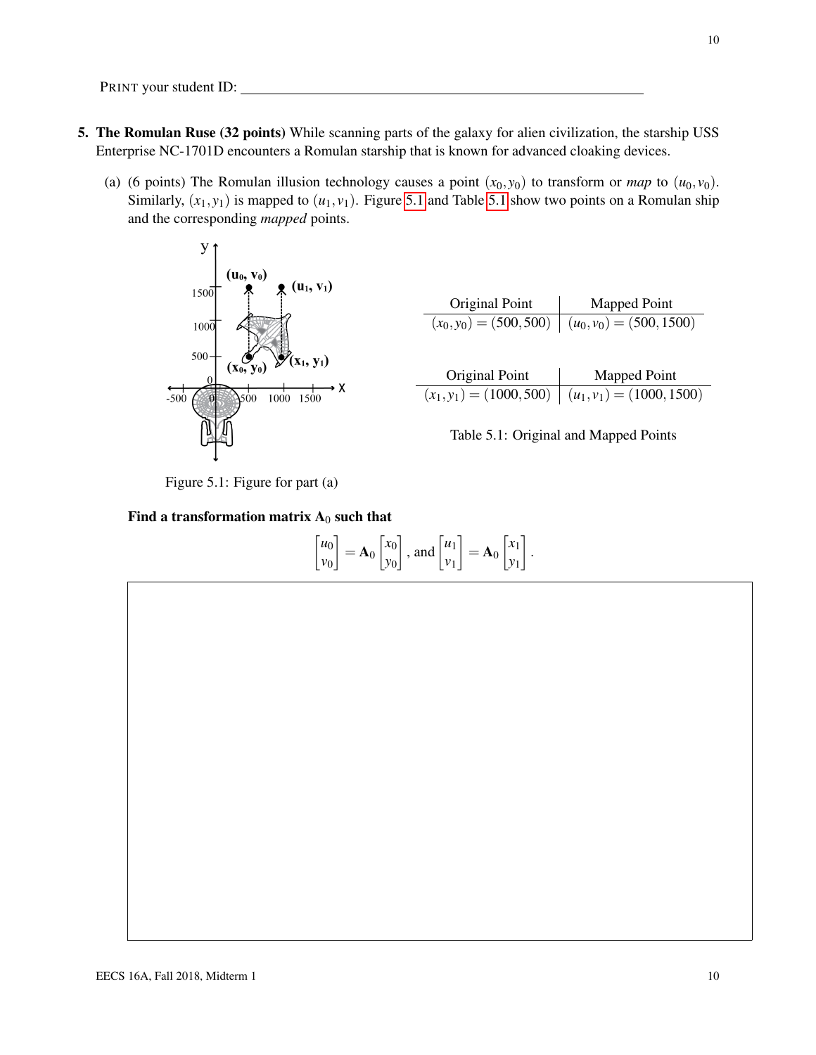PRINT your student ID: ____________________________________________

**5. The Romulan Ruse (32 points)** While scanning parts of the galaxy for alien civilization, the starship USS Enterprise NC-1701D encounters a Romulan starship that is known for advanced cloaking devices.

(a) (6 points) The Romulan illusion technology causes a point $(x_0, y_0)$ to transform or *map* to $(u_0, v_0)$. Similarly, $(x_1, y_1)$ is mapped to $(u_1, v_1)$. Figure 5.1 and Table 5.1 show two points on a Romulan ship and the corresponding *mapped* points.

Figure 5.1: Figure for part (a)

| Original Point | Mapped Point |
|---|---|
| $(x_0, y_0) = (500, 500)$ | $(u_0, v_0) = (500, 1500)$ |

| Original Point | Mapped Point |
|---|---|
| $(x_1, y_1) = (1000, 500)$ | $(u_1, v_1) = (1000, 1500)$ |

Table 5.1: Original and Mapped Points

**Find a transformation matrix $\mathbf{A}_0$ such that**

$$\begin{bmatrix} u_0 \\ v_0 \end{bmatrix} = \mathbf{A}_0 \begin{bmatrix} x_0 \\ y_0 \end{bmatrix}, \text{ and } \begin{bmatrix} u_1 \\ v_1 \end{bmatrix} = \mathbf{A}_0 \begin{bmatrix} x_1 \\ y_1 \end{bmatrix}.$$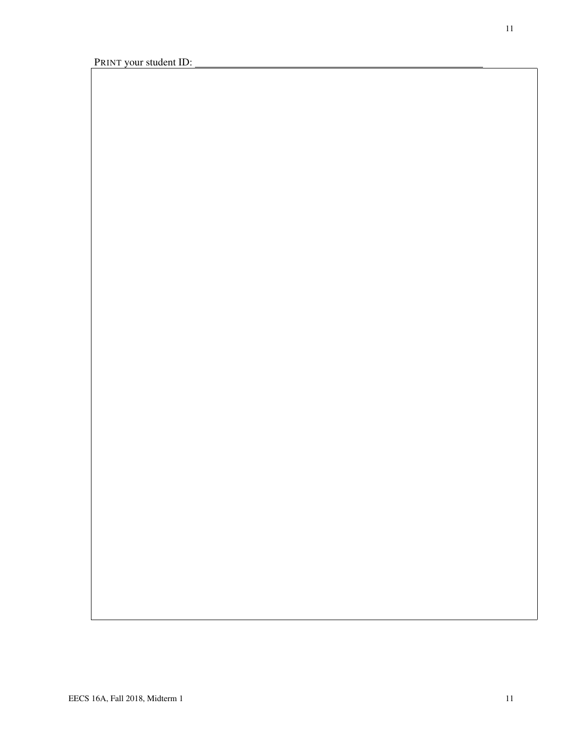PRINT your student ID: \_\_\_\_\_\_\_\_\_\_\_\_\_\_\_\_\_\_\_\_\_\_\_\_\_\_\_\_\_\_\_\_\_\_\_\_\_\_\_\_\_\_\_\_\_\_\_\_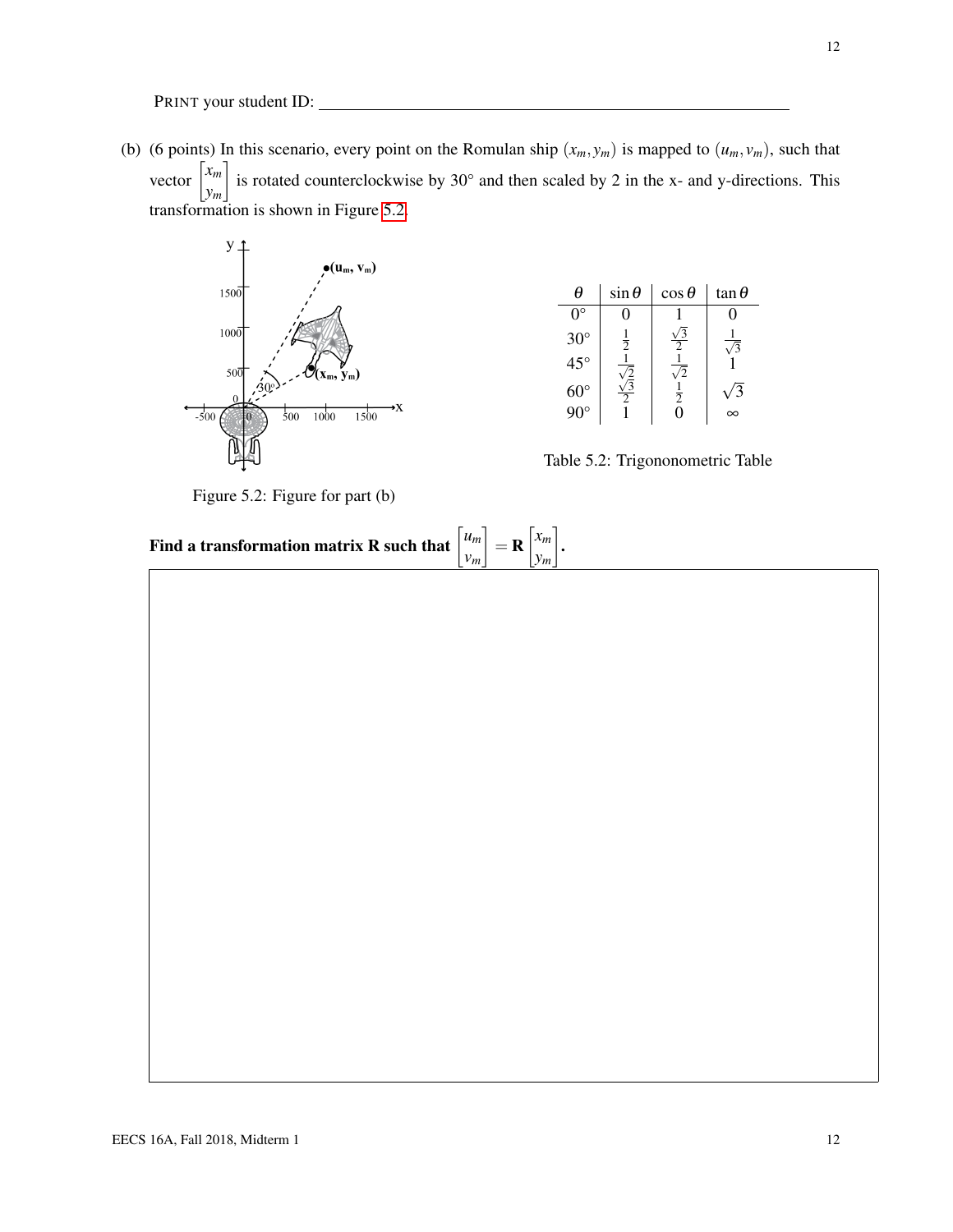PRINT your student ID: \_\_\_\_\_\_\_\_\_\_\_\_\_\_\_\_\_\_\_\_\_\_\_\_\_\_\_\_\_\_\_\_\_\_\_\_\_\_\_\_\_\_\_\_\_\_\_\_

(b) (6 points) In this scenario, every point on the Romulan ship $(x_m, y_m)$ is mapped to $(u_m, v_m)$, such that vector $\begin{bmatrix} x_m \\ y_m \end{bmatrix}$ is rotated counterclockwise by 30° and then scaled by 2 in the x- and y-directions. This transformation is shown in Figure 5.2.

Figure 5.2: Figure for part (b)

| $\theta$ | $\sin\theta$ | $\cos\theta$ | $\tan\theta$ |
|---|---|---|---|
| $0°$ | $0$ | $1$ | $0$ |
| $30°$ | $\frac{1}{2}$ | $\frac{\sqrt{3}}{2}$ | $\frac{1}{\sqrt{3}}$ |
| $45°$ | $\frac{1}{\sqrt{2}}$ | $\frac{1}{\sqrt{2}}$ | $1$ |
| $60°$ | $\frac{\sqrt{3}}{2}$ | $\frac{1}{2}$ | $\sqrt{3}$ |
| $90°$ | $1$ | $0$ | $\infty$ |

Table 5.2: Trigononometric Table

**Find a transformation matrix R such that $\begin{bmatrix} u_m \\ v_m \end{bmatrix} = \mathbf{R} \begin{bmatrix} x_m \\ y_m \end{bmatrix}$.**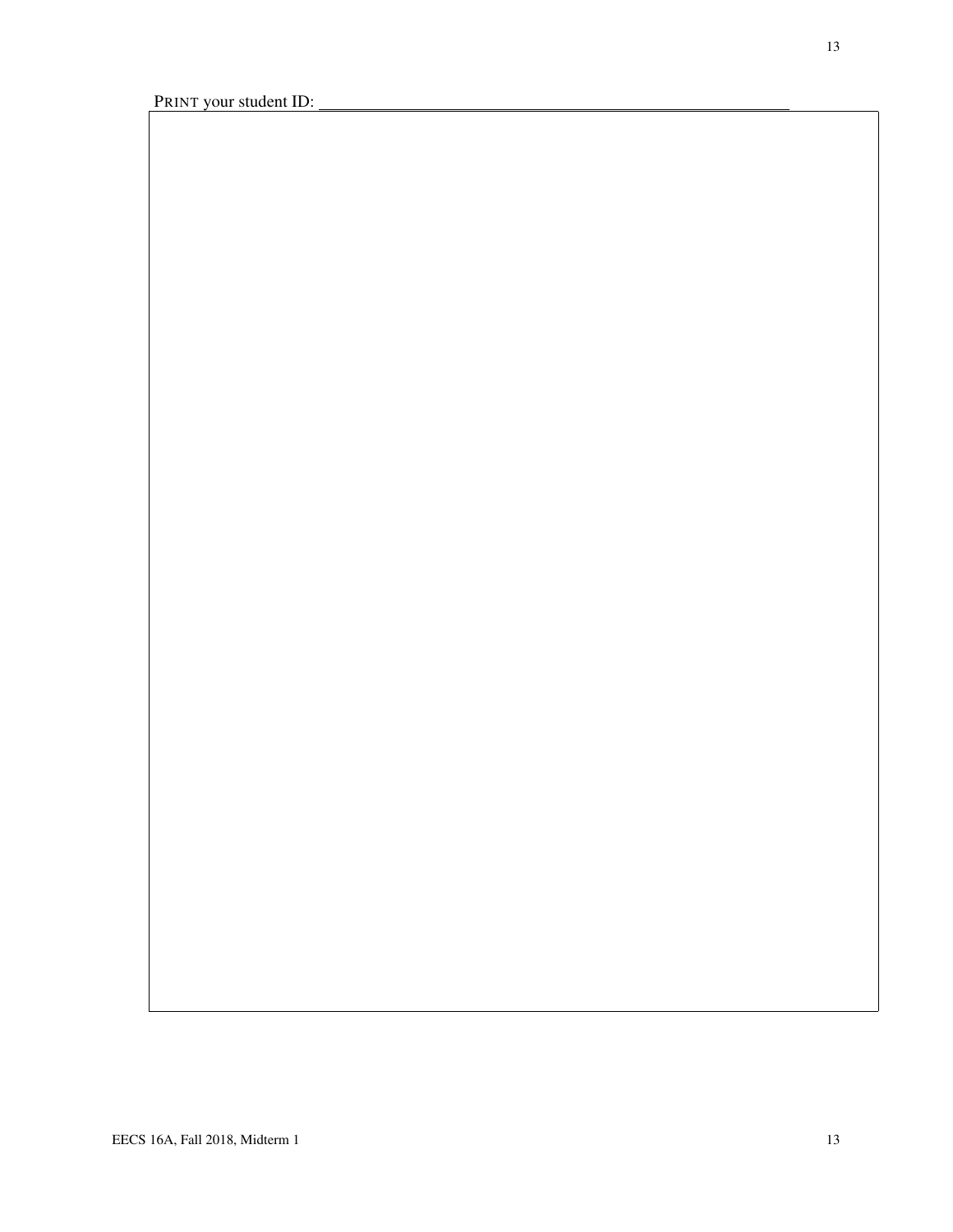PRINT your student ID: ________________________________________________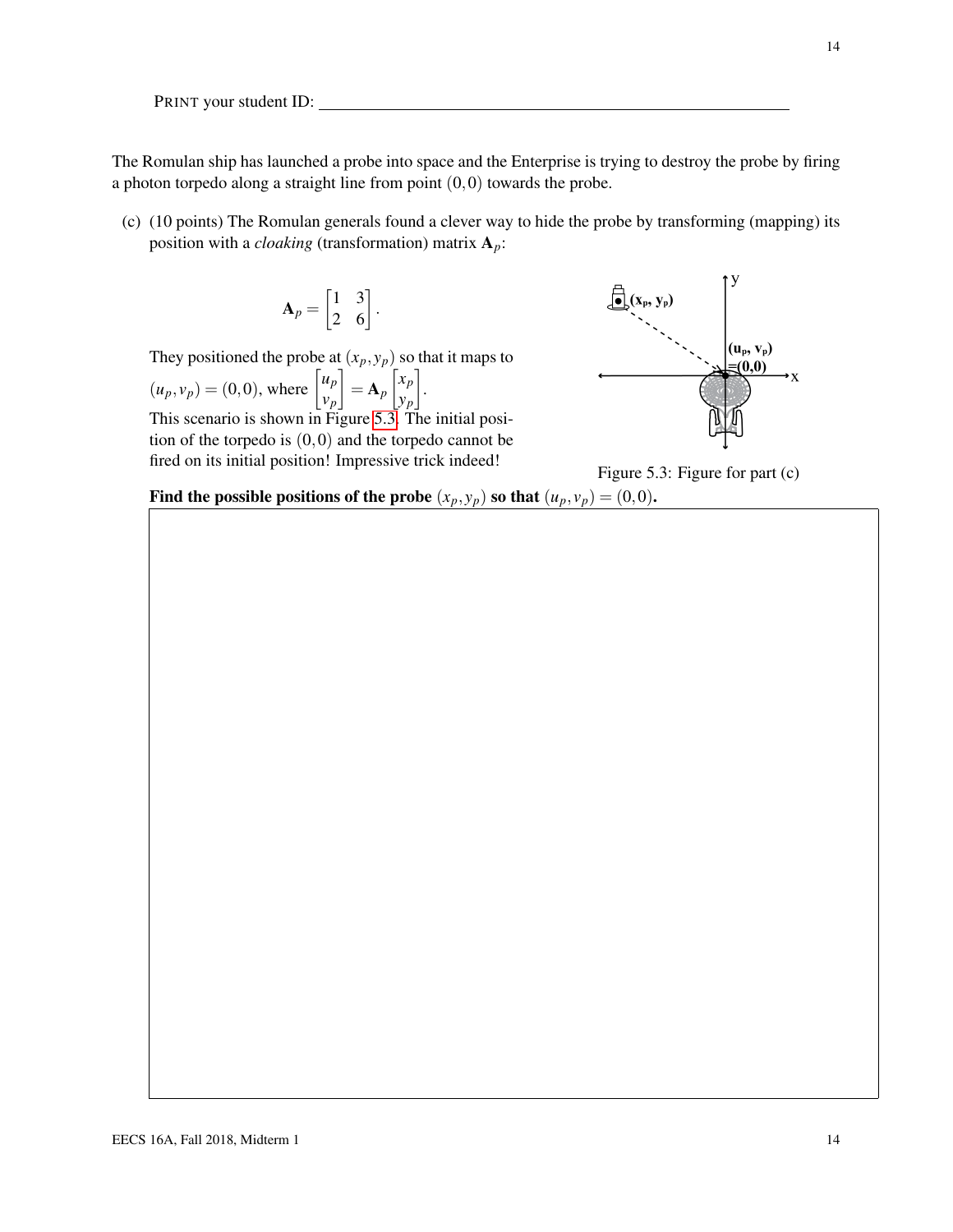PRINT your student ID: ______________________________

The Romulan ship has launched a probe into space and the Enterprise is trying to destroy the probe by firing a photon torpedo along a straight line from point $(0,0)$ towards the probe.

(c) (10 points) The Romulan generals found a clever way to hide the probe by transforming (mapping) its position with a *cloaking* (transformation) matrix $\mathbf{A}_p$:

$$\mathbf{A}_p = \begin{bmatrix} 1 & 3 \\ 2 & 6 \end{bmatrix}.$$

They positioned the probe at $(x_p, y_p)$ so that it maps to $(u_p, v_p) = (0,0)$, where $\begin{bmatrix} u_p \\ v_p \end{bmatrix} = \mathbf{A}_p \begin{bmatrix} x_p \\ y_p \end{bmatrix}$. This scenario is shown in Figure 5.3. The initial position of the torpedo is $(0,0)$ and the torpedo cannot be fired on its initial position! Impressive trick indeed!

Figure 5.3: Figure for part (c)

**Find the possible positions of the probe $(x_p, y_p)$ so that $(u_p, v_p) = (0,0)$.**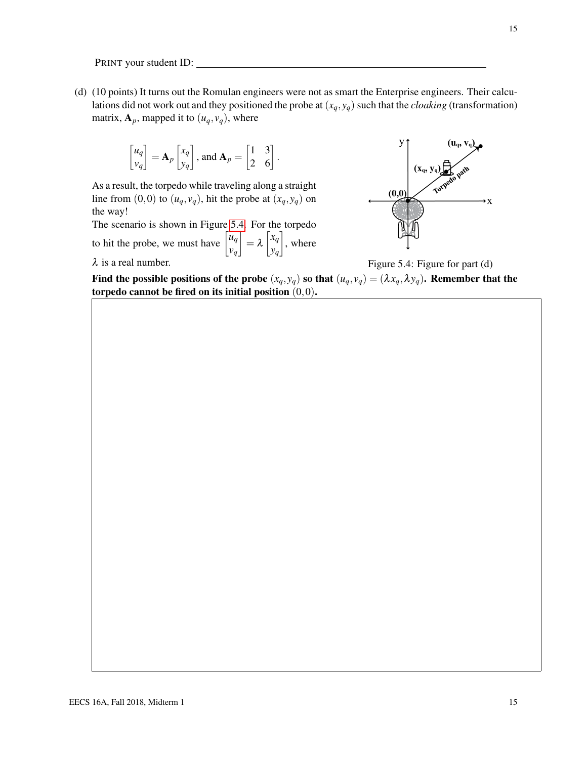PRINT your student ID: ______________________________

(d) (10 points) It turns out the Romulan engineers were not as smart the Enterprise engineers. Their calculations did not work out and they positioned the probe at $(x_q, y_q)$ such that the *cloaking* (transformation) matrix, $\mathbf{A}_p$, mapped it to $(u_q, v_q)$, where

$$\begin{bmatrix} u_q \\ v_q \end{bmatrix} = \mathbf{A}_p \begin{bmatrix} x_q \\ y_q \end{bmatrix}, \text{ and } \mathbf{A}_p = \begin{bmatrix} 1 & 3 \\ 2 & 6 \end{bmatrix}.$$

As a result, the torpedo while traveling along a straight line from $(0,0)$ to $(u_q, v_q)$, hit the probe at $(x_q, y_q)$ on the way!

The scenario is shown in Figure 5.4. For the torpedo to hit the probe, we must have $\begin{bmatrix} u_q \\ v_q \end{bmatrix} = \lambda \begin{bmatrix} x_q \\ y_q \end{bmatrix}$, where $\lambda$ is a real number.

Figure 5.4: Figure for part (d)

**Find the possible positions of the probe $(x_q, y_q)$ so that $(u_q, v_q) = (\lambda x_q, \lambda y_q)$. Remember that the torpedo cannot be fired on its initial position $(0,0)$.**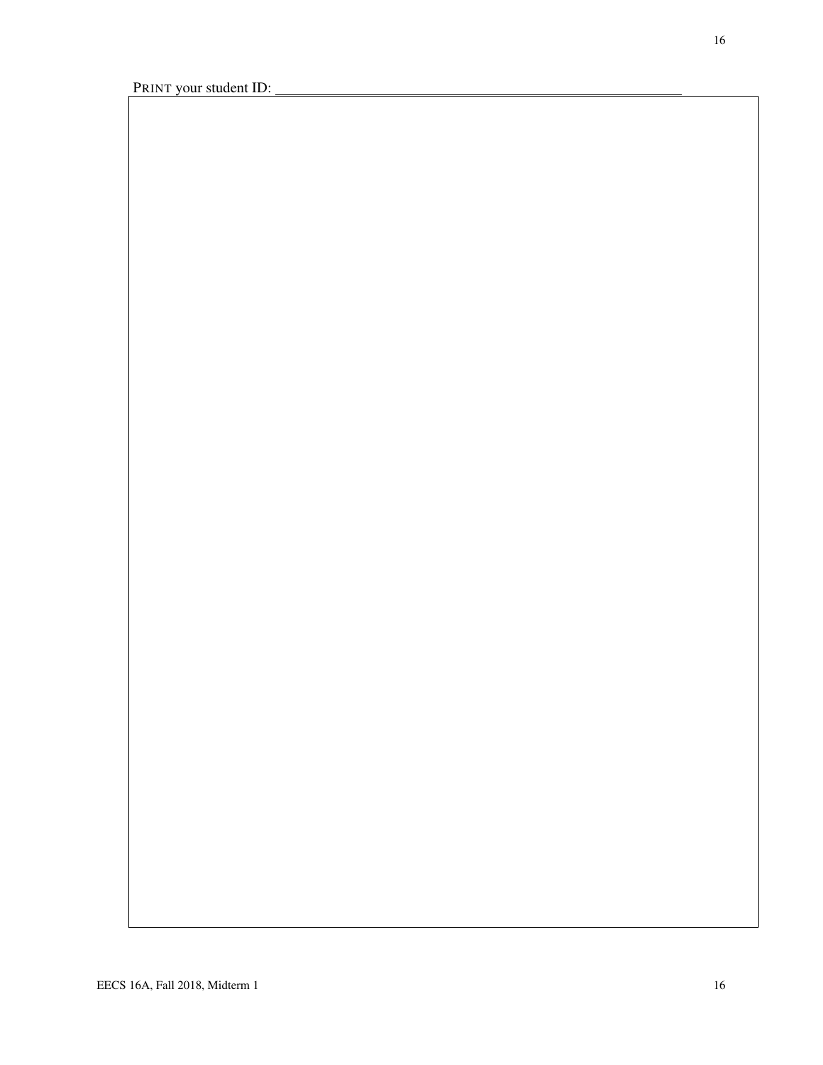PRINT your student ID: \_\_\_\_\_\_\_\_\_\_\_\_\_\_\_\_\_\_\_\_\_\_\_\_\_\_\_\_\_\_\_\_\_\_\_\_\_\_\_\_\_\_\_\_\_\_\_\_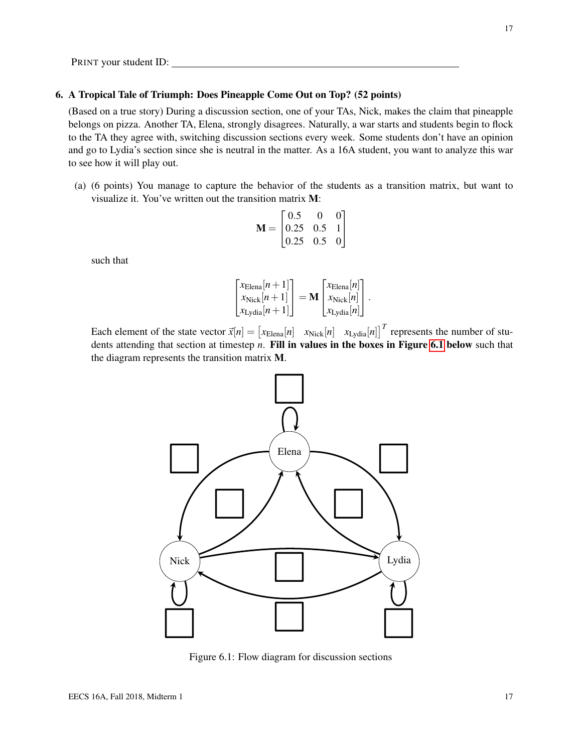PRINT your student ID: \_\_\_\_\_\_\_\_\_\_\_\_\_\_\_\_\_\_\_\_\_\_\_\_\_\_\_\_\_\_\_\_\_\_\_\_\_\_\_\_\_\_\_\_

## 6. A Tropical Tale of Triumph: Does Pineapple Come Out on Top? (52 points)

(Based on a true story) During a discussion section, one of your TAs, Nick, makes the claim that pineapple belongs on pizza. Another TA, Elena, strongly disagrees. Naturally, a war starts and students begin to flock to the TA they agree with, switching discussion sections every week. Some students don't have an opinion and go to Lydia's section since she is neutral in the matter. As a 16A student, you want to analyze this war to see how it will play out.

(a) (6 points) You manage to capture the behavior of the students as a transition matrix, but want to visualize it. You've written out the transition matrix $\mathbf{M}$:

$$\mathbf{M} = \begin{bmatrix} 0.5 & 0 & 0 \\ 0.25 & 0.5 & 1 \\ 0.25 & 0.5 & 0 \end{bmatrix}$$

such that

$$\begin{bmatrix} x_{\text{Elena}}[n+1] \\ x_{\text{Nick}}[n+1] \\ x_{\text{Lydia}}[n+1] \end{bmatrix} = \mathbf{M} \begin{bmatrix} x_{\text{Elena}}[n] \\ x_{\text{Nick}}[n] \\ x_{\text{Lydia}}[n] \end{bmatrix}.$$

Each element of the state vector $\vec{x}[n] = \begin{bmatrix} x_{\text{Elena}}[n] & x_{\text{Nick}}[n] & x_{\text{Lydia}}[n] \end{bmatrix}^T$ represents the number of students attending that section at timestep $n$. **Fill in values in the boxes in Figure 6.1 below** such that the diagram represents the transition matrix $\mathbf{M}$.

Figure 6.1: Flow diagram for discussion sections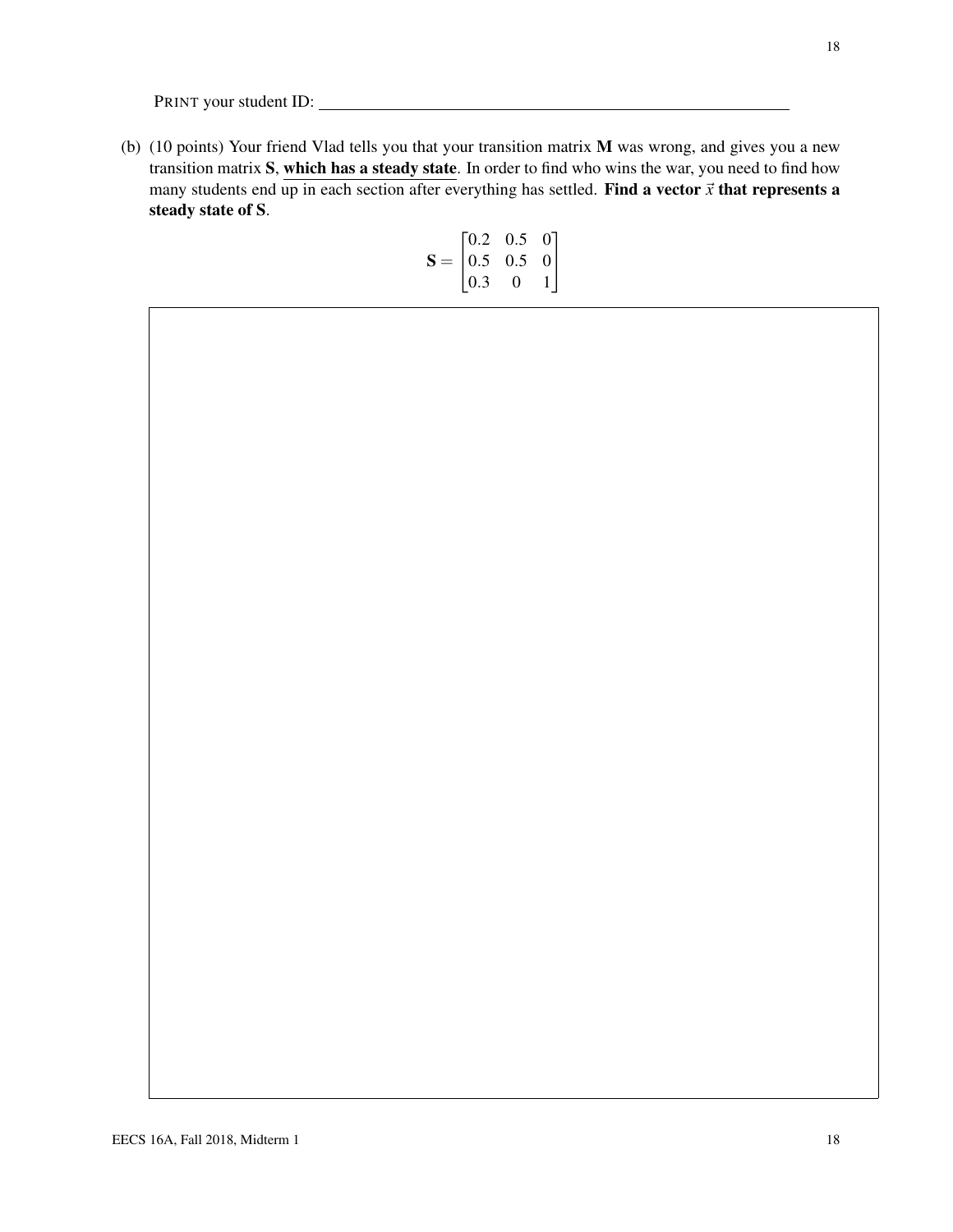PRINT your student ID: ____________________

(b) (10 points) Your friend Vlad tells you that your transition matrix $\mathbf{M}$ was wrong, and gives you a new transition matrix $\mathbf{S}$, <u>**which has a steady state**</u>. In order to find who wins the war, you need to find how many students end up in each section after everything has settled. **Find a vector $\vec{x}$ that represents a steady state of $\mathbf{S}$.**

$$\mathbf{S} = \begin{bmatrix} 0.2 & 0.5 & 0 \\ 0.5 & 0.5 & 0 \\ 0.3 & 0 & 1 \end{bmatrix}$$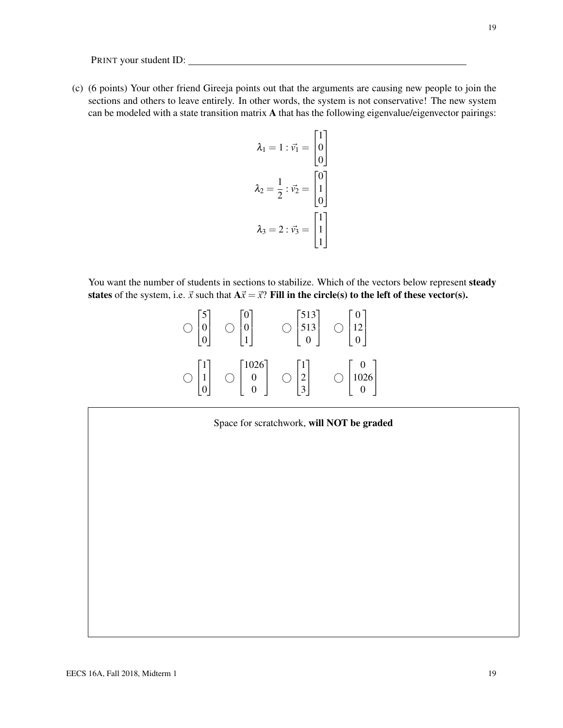PRINT your student ID: ______________________________

(c) (6 points) Your other friend Gireeja points out that the arguments are causing new people to join the sections and others to leave entirely. In other words, the system is not conservative! The new system can be modeled with a state transition matrix $\mathbf{A}$ that has the following eigenvalue/eigenvector pairings:

$$\lambda_1 = 1 : \vec{v}_1 = \begin{bmatrix} 1 \\ 0 \\ 0 \end{bmatrix}$$

$$\lambda_2 = \frac{1}{2} : \vec{v}_2 = \begin{bmatrix} 0 \\ 1 \\ 0 \end{bmatrix}$$

$$\lambda_3 = 2 : \vec{v}_3 = \begin{bmatrix} 1 \\ 1 \\ 1 \end{bmatrix}$$

You want the number of students in sections to stabilize. Which of the vectors below represent **steady states** of the system, i.e. $\vec{x}$ such that $\mathbf{A}\vec{x} = \vec{x}$? **Fill in the circle(s) to the left of these vector(s).**

○ $\begin{bmatrix} 5 \\ 0 \\ 0 \end{bmatrix}$ ○ $\begin{bmatrix} 0 \\ 0 \\ 1 \end{bmatrix}$ ○ $\begin{bmatrix} 513 \\ 513 \\ 0 \end{bmatrix}$ ○ $\begin{bmatrix} 0 \\ 12 \\ 0 \end{bmatrix}$

○ $\begin{bmatrix} 1 \\ 1 \\ 0 \end{bmatrix}$ ○ $\begin{bmatrix} 1026 \\ 0 \\ 0 \end{bmatrix}$ ○ $\begin{bmatrix} 1 \\ 2 \\ 3 \end{bmatrix}$ ○ $\begin{bmatrix} 0 \\ 1026 \\ 0 \end{bmatrix}$

Space for scratchwork, **will NOT be graded**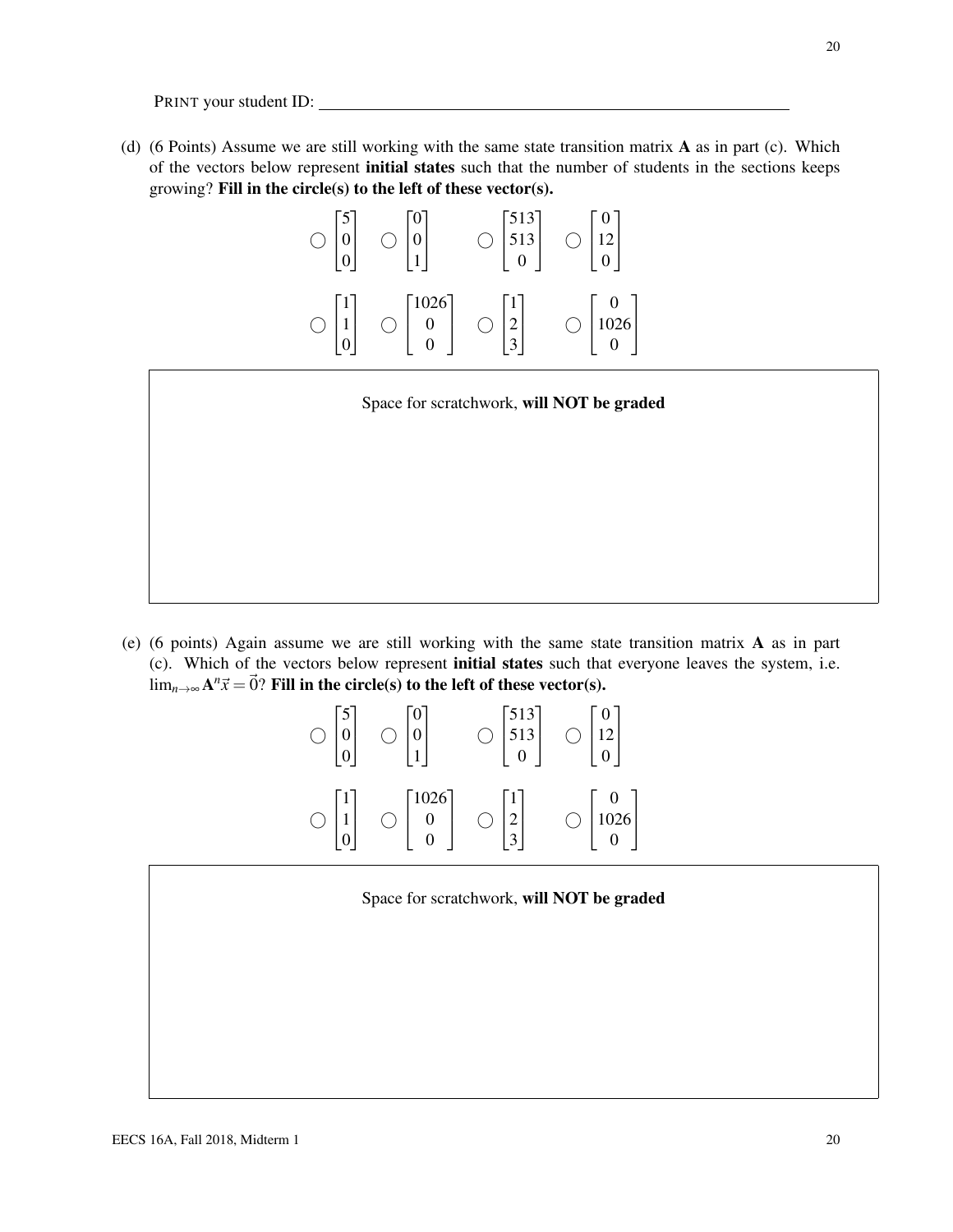PRINT your student ID: ____________________________________________

(d) (6 Points) Assume we are still working with the same state transition matrix $\mathbf{A}$ as in part (c). Which of the vectors below represent **initial states** such that the number of students in the sections keeps growing? **Fill in the circle(s) to the left of these vector(s).**

$$\bigcirc \begin{bmatrix} 5 \\ 0 \\ 0 \end{bmatrix} \quad \bigcirc \begin{bmatrix} 0 \\ 0 \\ 1 \end{bmatrix} \quad \bigcirc \begin{bmatrix} 513 \\ 513 \\ 0 \end{bmatrix} \quad \bigcirc \begin{bmatrix} 0 \\ 12 \\ 0 \end{bmatrix}$$

$$\bigcirc \begin{bmatrix} 1 \\ 1 \\ 0 \end{bmatrix} \quad \bigcirc \begin{bmatrix} 1026 \\ 0 \\ 0 \end{bmatrix} \quad \bigcirc \begin{bmatrix} 1 \\ 2 \\ 3 \end{bmatrix} \quad \bigcirc \begin{bmatrix} 0 \\ 1026 \\ 0 \end{bmatrix}$$

Space for scratchwork, **will NOT be graded**

(e) (6 points) Again assume we are still working with the same state transition matrix $\mathbf{A}$ as in part (c). Which of the vectors below represent **initial states** such that everyone leaves the system, i.e. $\lim_{n\to\infty} \mathbf{A}^n \vec{x} = \vec{0}$? **Fill in the circle(s) to the left of these vector(s).**

$$\bigcirc \begin{bmatrix} 5 \\ 0 \\ 0 \end{bmatrix} \quad \bigcirc \begin{bmatrix} 0 \\ 0 \\ 1 \end{bmatrix} \quad \bigcirc \begin{bmatrix} 513 \\ 513 \\ 0 \end{bmatrix} \quad \bigcirc \begin{bmatrix} 0 \\ 12 \\ 0 \end{bmatrix}$$

$$\bigcirc \begin{bmatrix} 1 \\ 1 \\ 0 \end{bmatrix} \quad \bigcirc \begin{bmatrix} 1026 \\ 0 \\ 0 \end{bmatrix} \quad \bigcirc \begin{bmatrix} 1 \\ 2 \\ 3 \end{bmatrix} \quad \bigcirc \begin{bmatrix} 0 \\ 1026 \\ 0 \end{bmatrix}$$

Space for scratchwork, **will NOT be graded**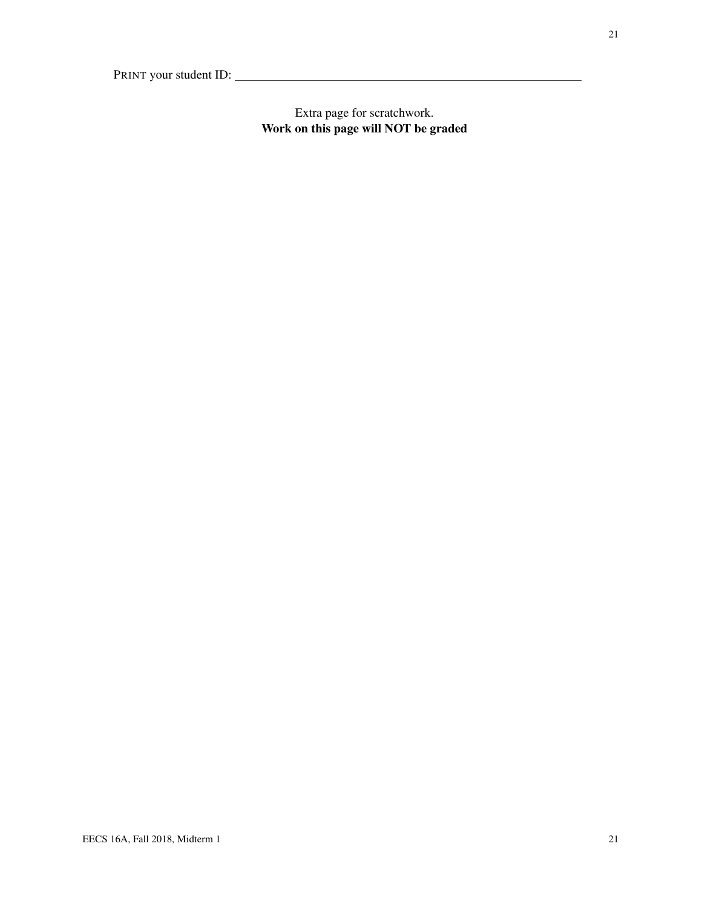PRINT your student ID: ____________________

Extra page for scratchwork.
**Work on this page will NOT be graded**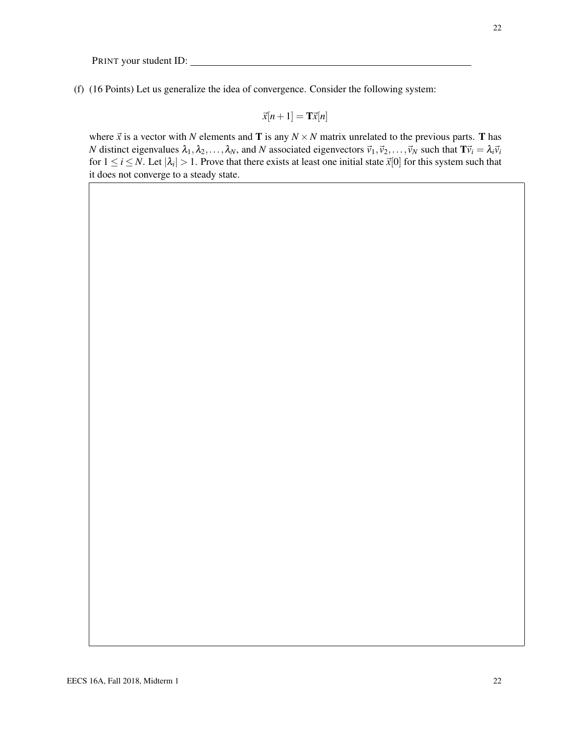PRINT your student ID: ______________________________

(f) (16 Points) Let us generalize the idea of convergence. Consider the following system:

$$\vec{x}[n+1] = \mathbf{T}\vec{x}[n]$$

where $\vec{x}$ is a vector with $N$ elements and $\mathbf{T}$ is any $N \times N$ matrix unrelated to the previous parts. $\mathbf{T}$ has $N$ distinct eigenvalues $\lambda_1, \lambda_2, \ldots, \lambda_N$, and $N$ associated eigenvectors $\vec{v}_1, \vec{v}_2, \ldots, \vec{v}_N$ such that $\mathbf{T}\vec{v}_i = \lambda_i \vec{v}_i$ for $1 \leq i \leq N$. Let $|\lambda_i| > 1$. Prove that there exists at least one initial state $\vec{x}[0]$ for this system such that it does not converge to a steady state.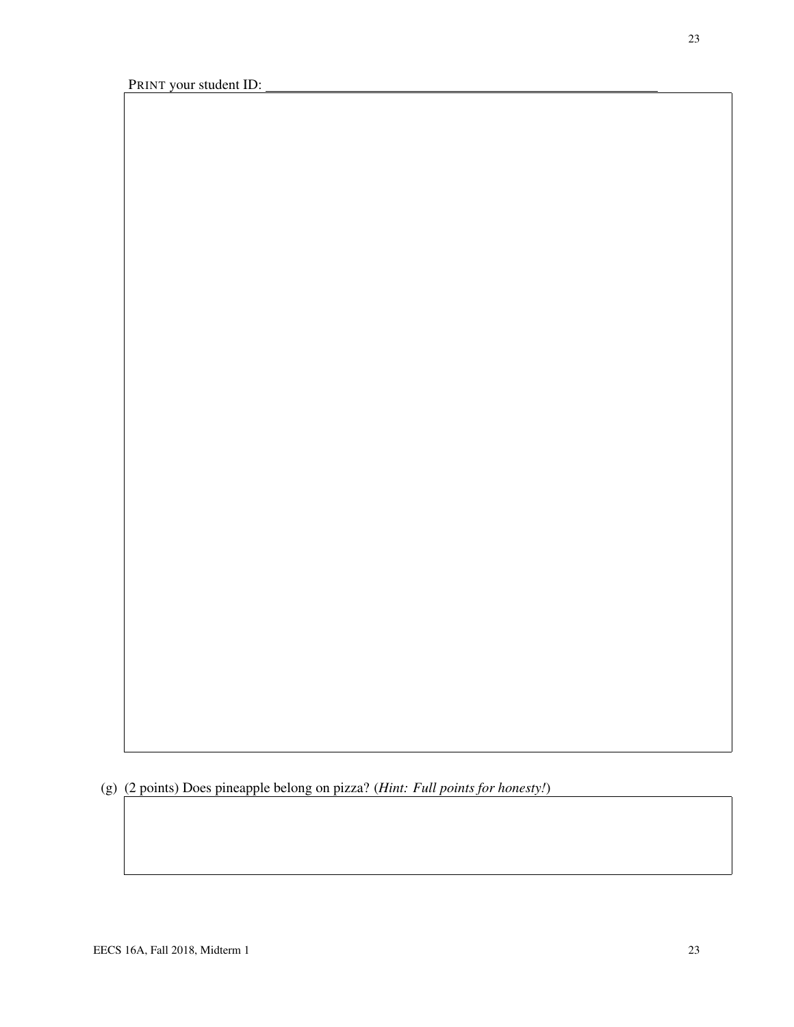PRINT your student ID: \_\_\_\_\_\_\_\_\_\_\_\_\_\_\_\_\_\_\_\_\_\_\_\_\_\_\_\_\_\_\_\_\_\_\_\_\_\_\_\_\_\_\_\_

(g) (2 points) Does pineapple belong on pizza? (*Hint: Full points for honesty!*)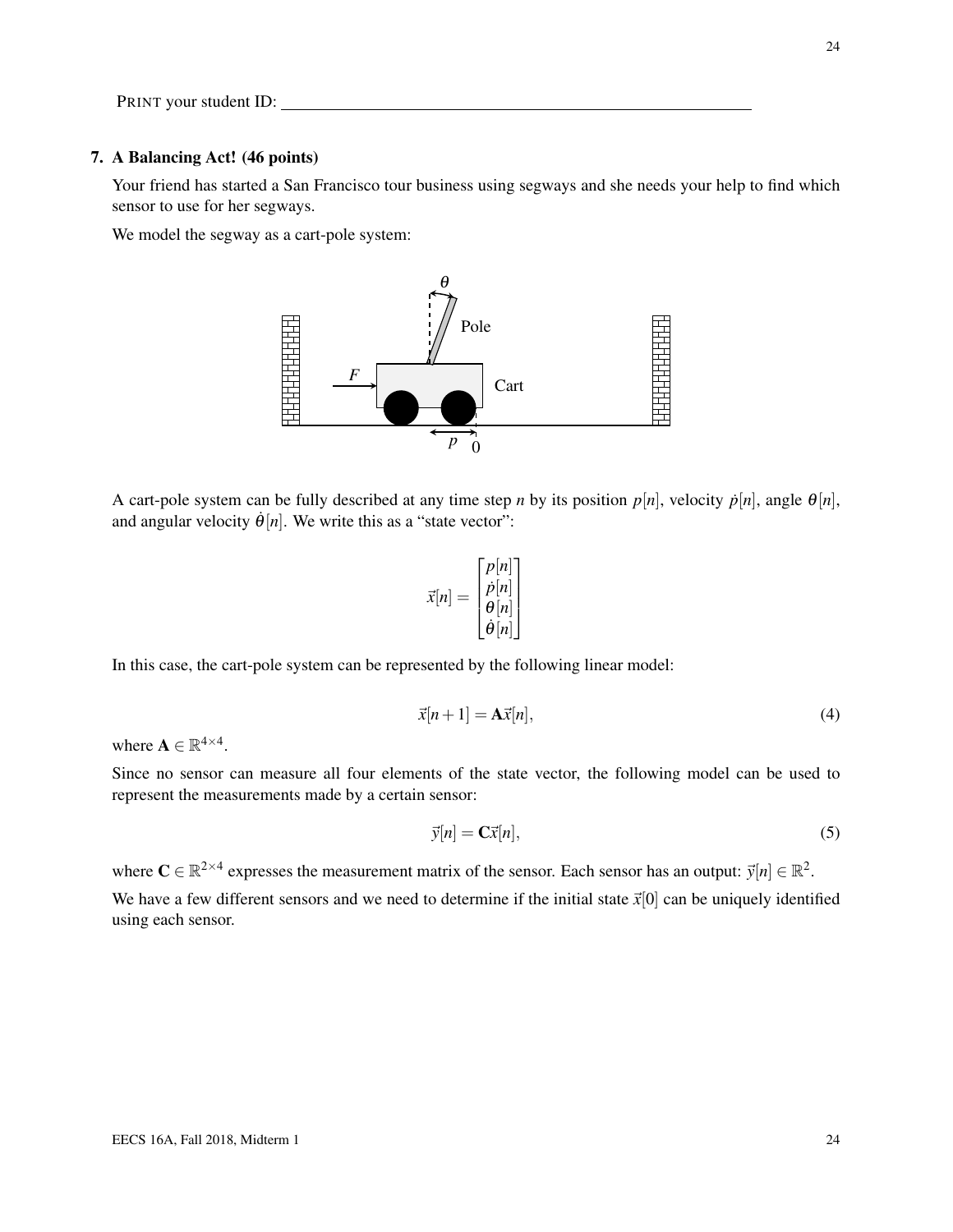PRINT your student ID: \_\_\_\_\_\_\_\_\_\_\_\_\_\_\_\_\_\_\_\_\_\_\_\_\_\_\_\_\_\_\_\_\_\_\_\_\_\_\_\_

## 7. A Balancing Act! (46 points)

Your friend has started a San Francisco tour business using segways and she needs your help to find which sensor to use for her segways.

We model the segway as a cart-pole system:

A cart-pole system can be fully described at any time step $n$ by its position $p[n]$, velocity $\dot{p}[n]$, angle $\theta[n]$, and angular velocity $\dot{\theta}[n]$. We write this as a "state vector":

$$\vec{x}[n] = \begin{bmatrix} p[n] \\ \dot{p}[n] \\ \theta[n] \\ \dot{\theta}[n] \end{bmatrix}$$

In this case, the cart-pole system can be represented by the following linear model:

$$\vec{x}[n+1] = \mathbf{A}\vec{x}[n], \tag{4}$$

where $\mathbf{A} \in \mathbb{R}^{4 \times 4}$.

Since no sensor can measure all four elements of the state vector, the following model can be used to represent the measurements made by a certain sensor:

$$\vec{y}[n] = \mathbf{C}\vec{x}[n], \tag{5}$$

where $\mathbf{C} \in \mathbb{R}^{2 \times 4}$ expresses the measurement matrix of the sensor. Each sensor has an output: $\vec{y}[n] \in \mathbb{R}^2$.

We have a few different sensors and we need to determine if the initial state $\vec{x}[0]$ can be uniquely identified using each sensor.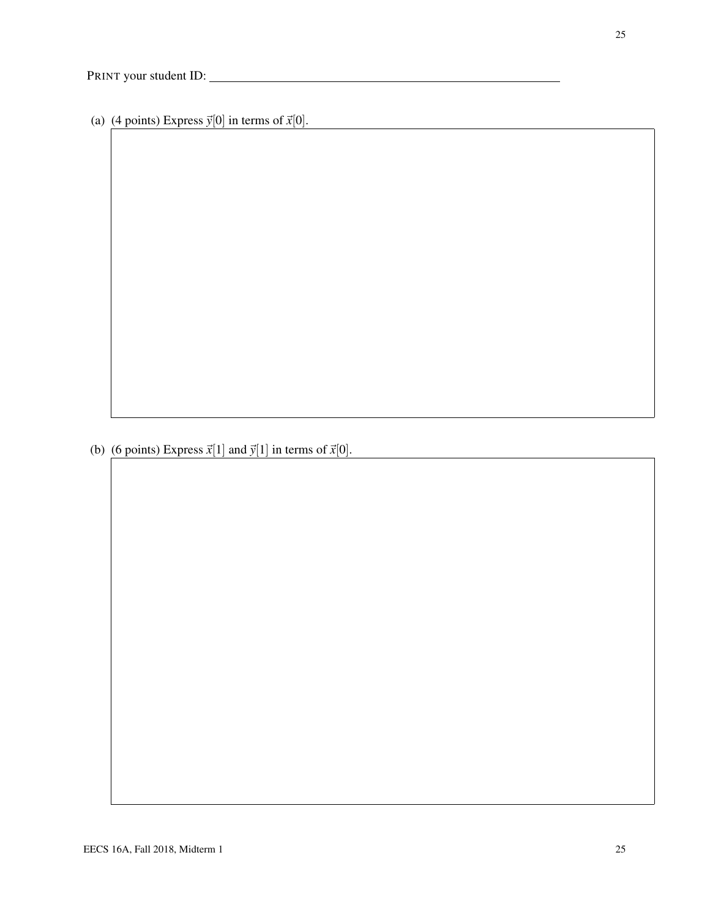PRINT your student ID: ____________________

(a) (4 points) Express $\vec{y}[0]$ in terms of $\vec{x}[0]$.

(b) (6 points) Express $\vec{x}[1]$ and $\vec{y}[1]$ in terms of $\vec{x}[0]$.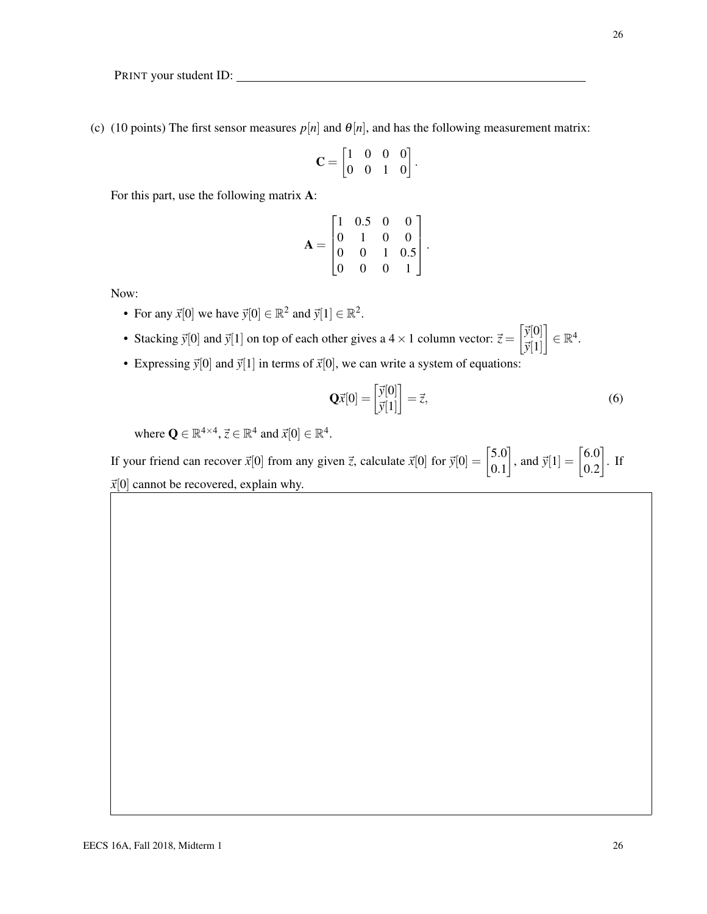PRINT your student ID: ____________________

(c) (10 points) The first sensor measures $p[n]$ and $\theta[n]$, and has the following measurement matrix:

$$\mathbf{C} = \begin{bmatrix} 1 & 0 & 0 & 0 \\ 0 & 0 & 1 & 0 \end{bmatrix}.$$

For this part, use the following matrix $\mathbf{A}$:

$$\mathbf{A} = \begin{bmatrix} 1 & 0.5 & 0 & 0 \\ 0 & 1 & 0 & 0 \\ 0 & 0 & 1 & 0.5 \\ 0 & 0 & 0 & 1 \end{bmatrix}.$$

Now:

- For any $\vec{x}[0]$ we have $\vec{y}[0] \in \mathbb{R}^2$ and $\vec{y}[1] \in \mathbb{R}^2$.
- Stacking $\vec{y}[0]$ and $\vec{y}[1]$ on top of each other gives a $4 \times 1$ column vector: $\vec{z} = \begin{bmatrix} \vec{y}[0] \\ \vec{y}[1] \end{bmatrix} \in \mathbb{R}^4$.
- Expressing $\vec{y}[0]$ and $\vec{y}[1]$ in terms of $\vec{x}[0]$, we can write a system of equations:

$$\mathbf{Q}\vec{x}[0] = \begin{bmatrix} \vec{y}[0] \\ \vec{y}[1] \end{bmatrix} = \vec{z}, \tag{6}$$

where $\mathbf{Q} \in \mathbb{R}^{4\times 4}$, $\vec{z} \in \mathbb{R}^4$ and $\vec{x}[0] \in \mathbb{R}^4$.

If your friend can recover $\vec{x}[0]$ from any given $\vec{z}$, calculate $\vec{x}[0]$ for $\vec{y}[0] = \begin{bmatrix} 5.0 \\ 0.1 \end{bmatrix}$, and $\vec{y}[1] = \begin{bmatrix} 6.0 \\ 0.2 \end{bmatrix}$. If $\vec{x}[0]$ cannot be recovered, explain why.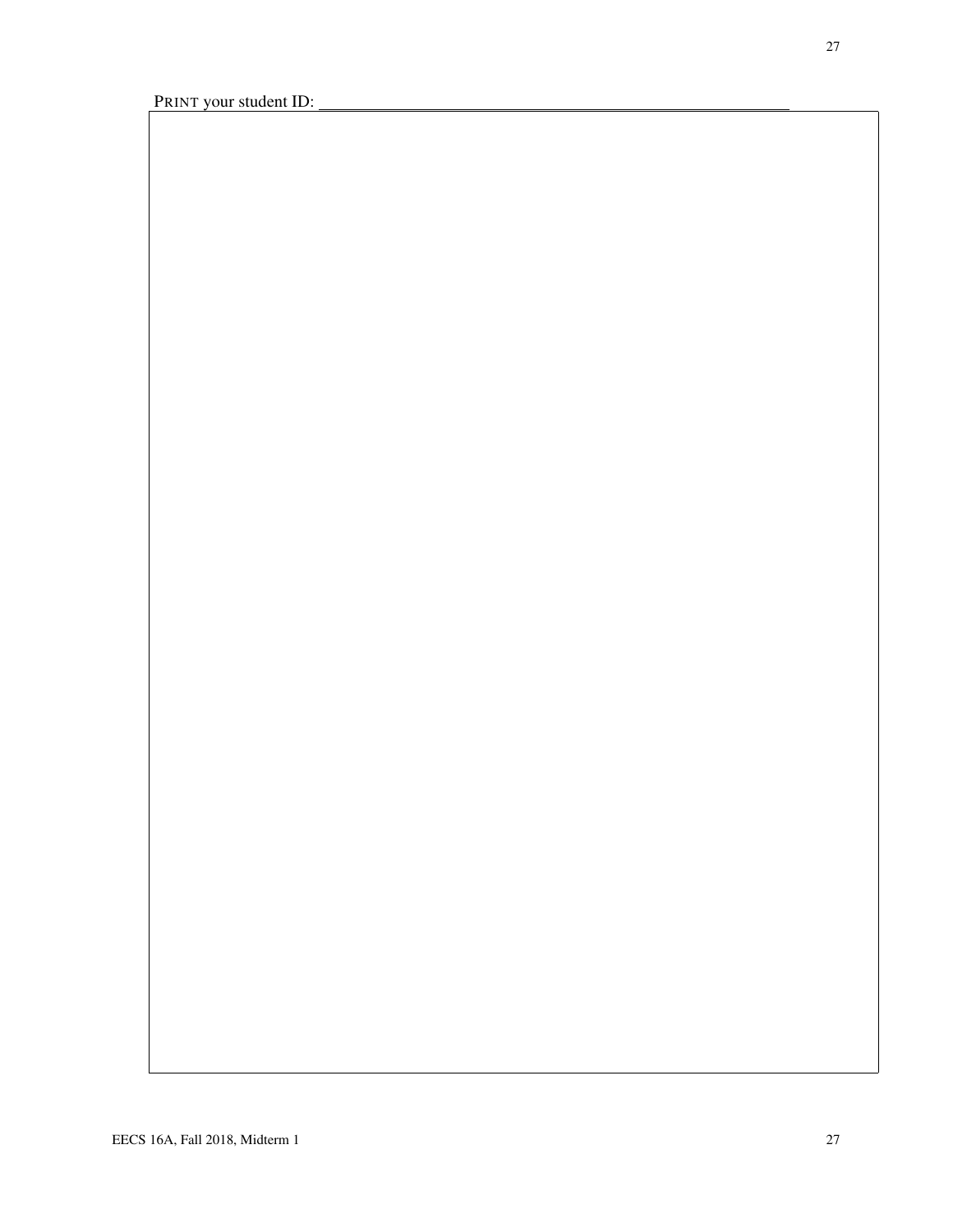PRINT your student ID: \_\_\_\_\_\_\_\_\_\_\_\_\_\_\_\_\_\_\_\_\_\_\_\_\_\_\_\_\_\_\_\_\_\_\_\_\_\_\_\_\_\_\_\_\_\_\_\_\_\_\_\_\_\_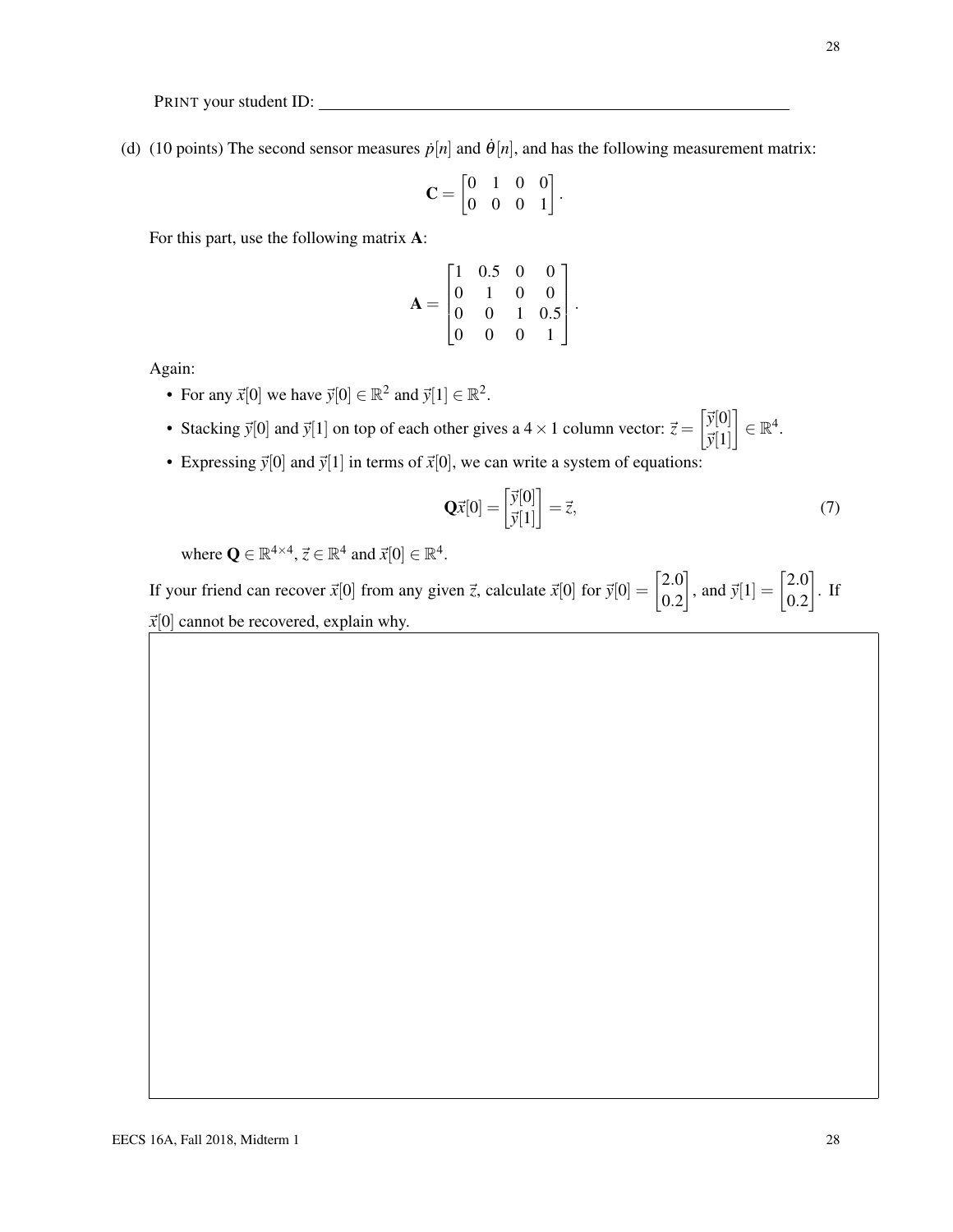PRINT your student ID: \_\_\_\_\_\_\_\_\_\_\_\_\_\_\_\_\_\_\_\_\_\_\_\_\_\_\_\_\_\_\_\_\_\_\_\_\_\_\_\_

(d) (10 points) The second sensor measures $\dot{p}[n]$ and $\dot{\theta}[n]$, and has the following measurement matrix:

$$\mathbf{C} = \begin{bmatrix} 0 & 1 & 0 & 0 \\ 0 & 0 & 0 & 1 \end{bmatrix}.$$

For this part, use the following matrix $\mathbf{A}$:

$$\mathbf{A} = \begin{bmatrix} 1 & 0.5 & 0 & 0 \\ 0 & 1 & 0 & 0 \\ 0 & 0 & 1 & 0.5 \\ 0 & 0 & 0 & 1 \end{bmatrix}.$$

Again:

- For any $\vec{x}[0]$ we have $\vec{y}[0] \in \mathbb{R}^2$ and $\vec{y}[1] \in \mathbb{R}^2$.
- Stacking $\vec{y}[0]$ and $\vec{y}[1]$ on top of each other gives a $4 \times 1$ column vector: $\vec{z} = \begin{bmatrix} \vec{y}[0] \\ \vec{y}[1] \end{bmatrix} \in \mathbb{R}^4$.
- Expressing $\vec{y}[0]$ and $\vec{y}[1]$ in terms of $\vec{x}[0]$, we can write a system of equations:

$$\mathbf{Q}\vec{x}[0] = \begin{bmatrix} \vec{y}[0] \\ \vec{y}[1] \end{bmatrix} = \vec{z}, \tag{7}$$

  where $\mathbf{Q} \in \mathbb{R}^{4 \times 4}$, $\vec{z} \in \mathbb{R}^4$ and $\vec{x}[0] \in \mathbb{R}^4$.

If your friend can recover $\vec{x}[0]$ from any given $\vec{z}$, calculate $\vec{x}[0]$ for $\vec{y}[0] = \begin{bmatrix} 2.0 \\ 0.2 \end{bmatrix}$, and $\vec{y}[1] = \begin{bmatrix} 2.0 \\ 0.2 \end{bmatrix}$. If $\vec{x}[0]$ cannot be recovered, explain why.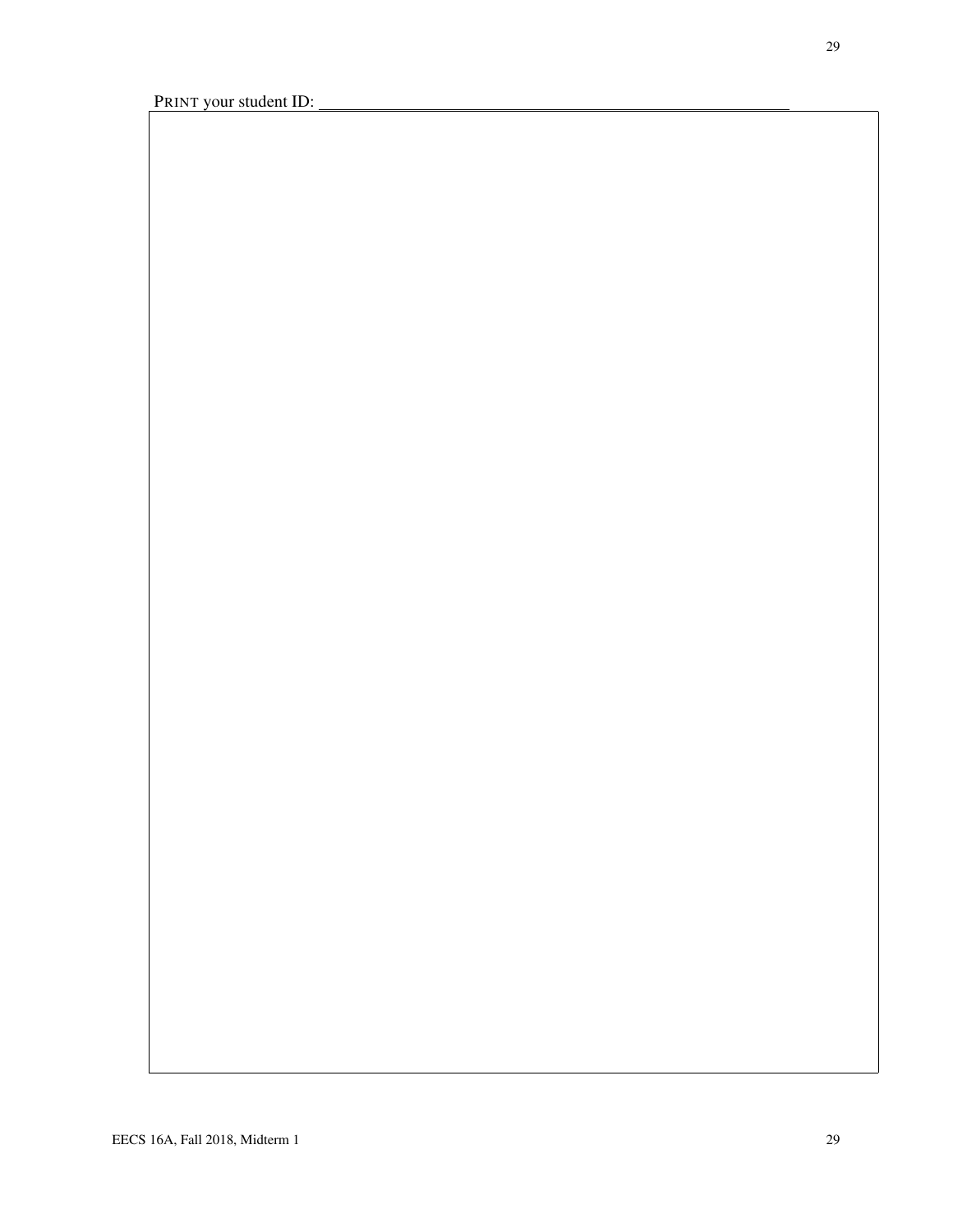PRINT your student ID: \_\_\_\_\_\_\_\_\_\_\_\_\_\_\_\_\_\_\_\_\_\_\_\_\_\_\_\_\_\_\_\_\_\_\_\_\_\_\_\_\_\_\_\_\_\_\_\_\_\_\_\_\_\_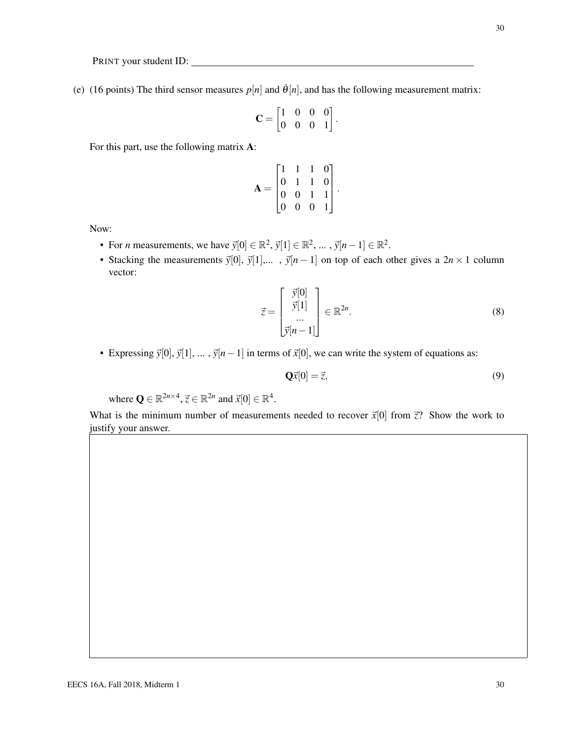PRINT your student ID: ______________________________

(e) (16 points) The third sensor measures $p[n]$ and $\dot{\theta}[n]$, and has the following measurement matrix:

$$\mathbf{C} = \begin{bmatrix} 1 & 0 & 0 & 0 \\ 0 & 0 & 0 & 1 \end{bmatrix}.$$

For this part, use the following matrix $\mathbf{A}$:

$$\mathbf{A} = \begin{bmatrix} 1 & 1 & 1 & 0 \\ 0 & 1 & 1 & 0 \\ 0 & 0 & 1 & 1 \\ 0 & 0 & 0 & 1 \end{bmatrix}.$$

Now:

- For $n$ measurements, we have $\vec{y}[0] \in \mathbb{R}^2$, $\vec{y}[1] \in \mathbb{R}^2$, ... , $\vec{y}[n-1] \in \mathbb{R}^2$.
- Stacking the measurements $\vec{y}[0]$, $\vec{y}[1]$,... , $\vec{y}[n-1]$ on top of each other gives a $2n \times 1$ column vector:

$$\vec{z} = \begin{bmatrix} \vec{y}[0] \\ \vec{y}[1] \\ \dots \\ \vec{y}[n-1] \end{bmatrix} \in \mathbb{R}^{2n}. \tag{8}$$

- Expressing $\vec{y}[0]$, $\vec{y}[1]$, ... , $\vec{y}[n-1]$ in terms of $\vec{x}[0]$, we can write the system of equations as:

$$\mathbf{Q}\vec{x}[0] = \vec{z}, \tag{9}$$

where $\mathbf{Q} \in \mathbb{R}^{2n \times 4}$, $\vec{z} \in \mathbb{R}^{2n}$ and $\vec{x}[0] \in \mathbb{R}^4$.

What is the minimum number of measurements needed to recover $\vec{x}[0]$ from $\vec{z}$? Show the work to justify your answer.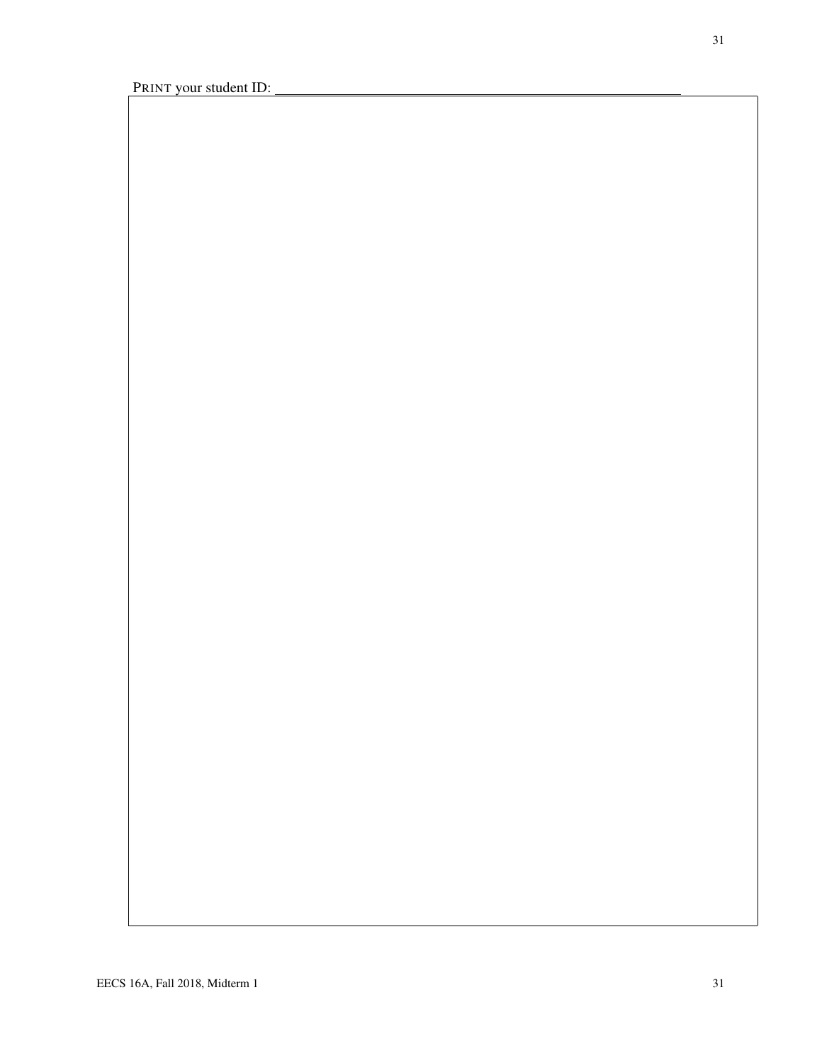PRINT your student ID: ____________________________________________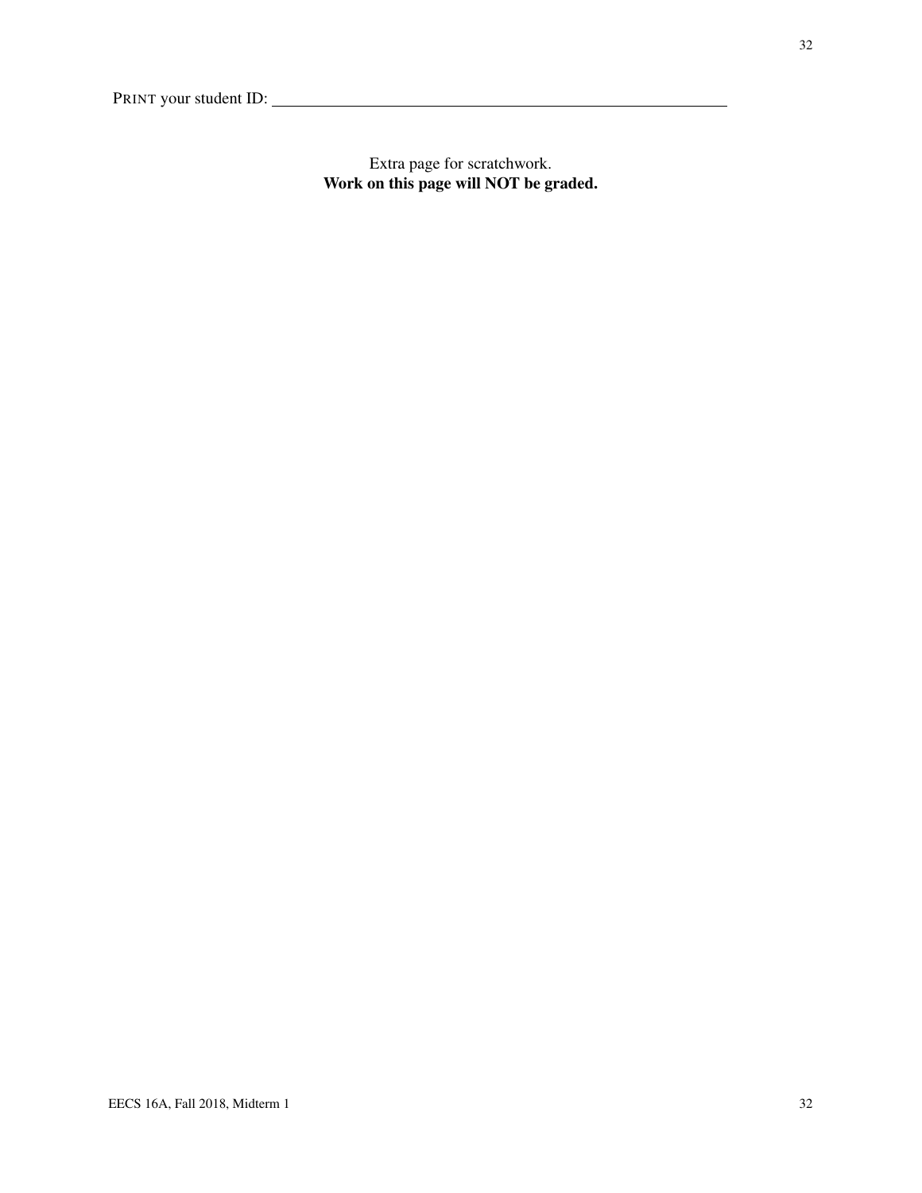PRINT your student ID: ________________________________

Extra page for scratchwork.
**Work on this page will NOT be graded.**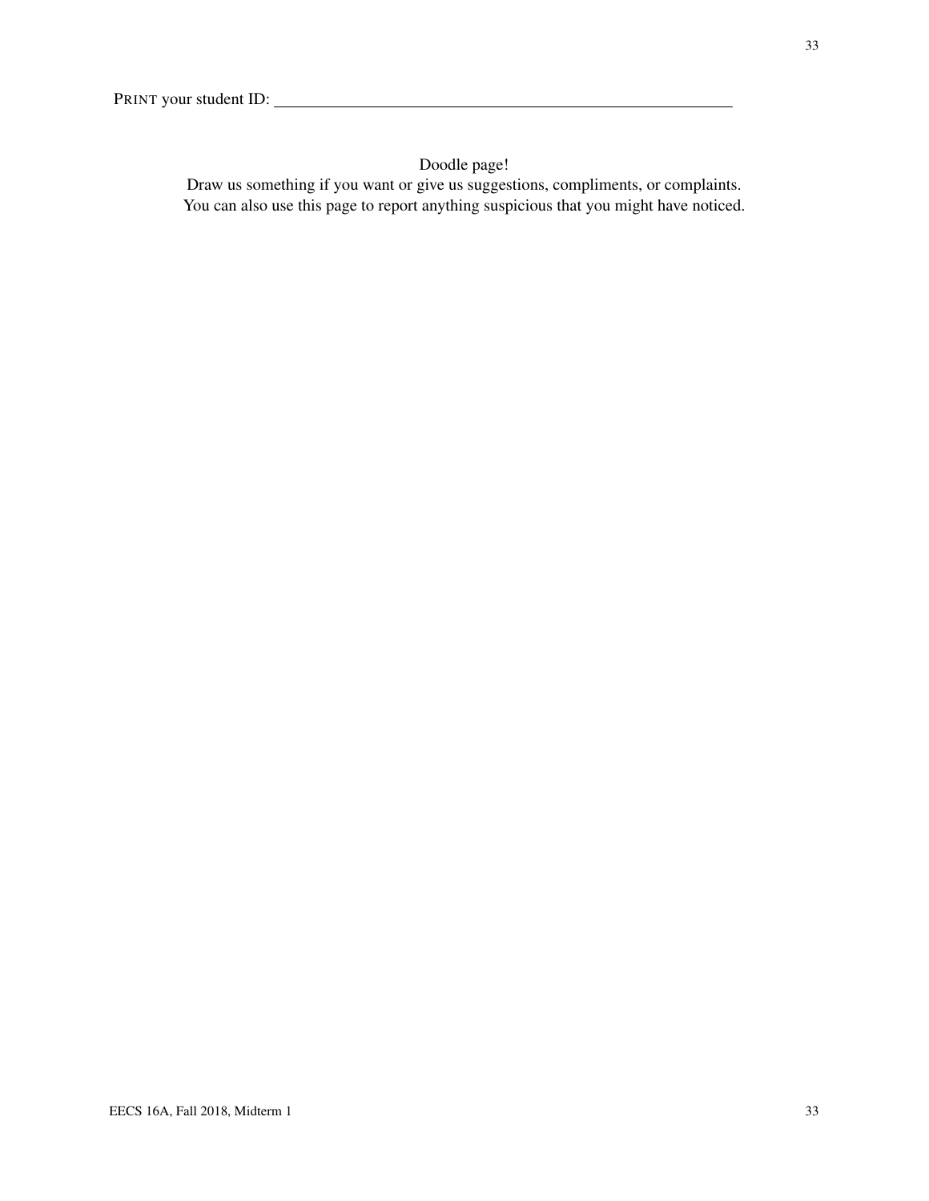PRINT your student ID: ____________________

Doodle page!

Draw us something if you want or give us suggestions, compliments, or complaints.
You can also use this page to report anything suspicious that you might have noticed.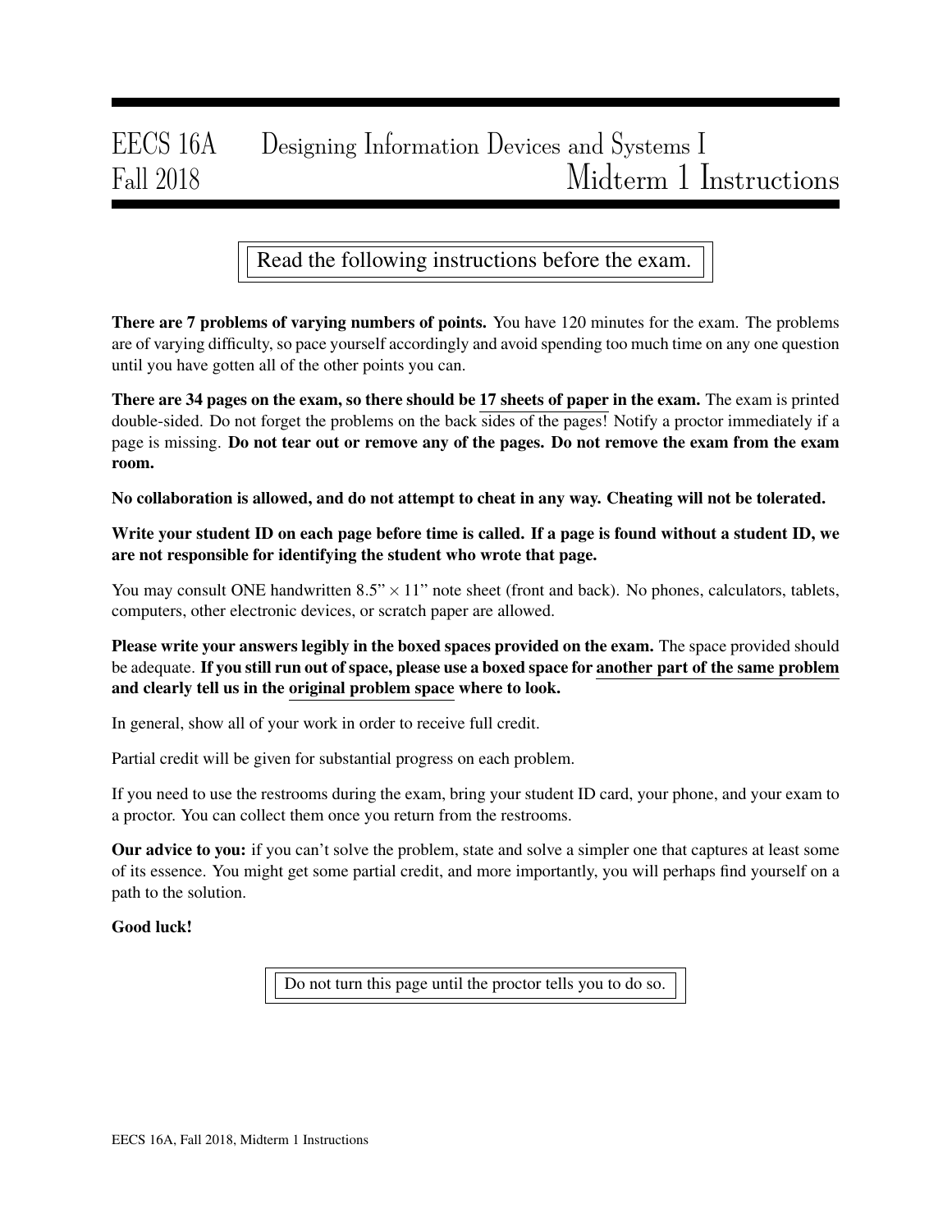# EECS 16A Designing Information Devices and Systems I
## Fall 2018 Midterm 1 Instructions

**Read the following instructions before the exam.**

**There are 7 problems of varying numbers of points.** You have 120 minutes for the exam. The problems are of varying difficulty, so pace yourself accordingly and avoid spending too much time on any one question until you have gotten all of the other points you can.

**There are 34 pages on the exam, so there should be 17 sheets of paper in the exam.** The exam is printed double-sided. Do not forget the problems on the back sides of the pages! Notify a proctor immediately if a page is missing. **Do not tear out or remove any of the pages. Do not remove the exam from the exam room.**

**No collaboration is allowed, and do not attempt to cheat in any way. Cheating will not be tolerated.**

**Write your student ID on each page before time is called. If a page is found without a student ID, we are not responsible for identifying the student who wrote that page.**

You may consult ONE handwritten 8.5" $\times$ 11" note sheet (front and back). No phones, calculators, tablets, computers, other electronic devices, or scratch paper are allowed.

**Please write your answers legibly in the boxed spaces provided on the exam.** The space provided should be adequate. **If you still run out of space, please use a boxed space for another part of the same problem and clearly tell us in the original problem space where to look.**

In general, show all of your work in order to receive full credit.

Partial credit will be given for substantial progress on each problem.

If you need to use the restrooms during the exam, bring your student ID card, your phone, and your exam to a proctor. You can collect them once you return from the restrooms.

**Our advice to you:** if you can't solve the problem, state and solve a simpler one that captures at least some of its essence. You might get some partial credit, and more importantly, you will perhaps find yourself on a path to the solution.

**Good luck!**

Do not turn this page until the proctor tells you to do so.